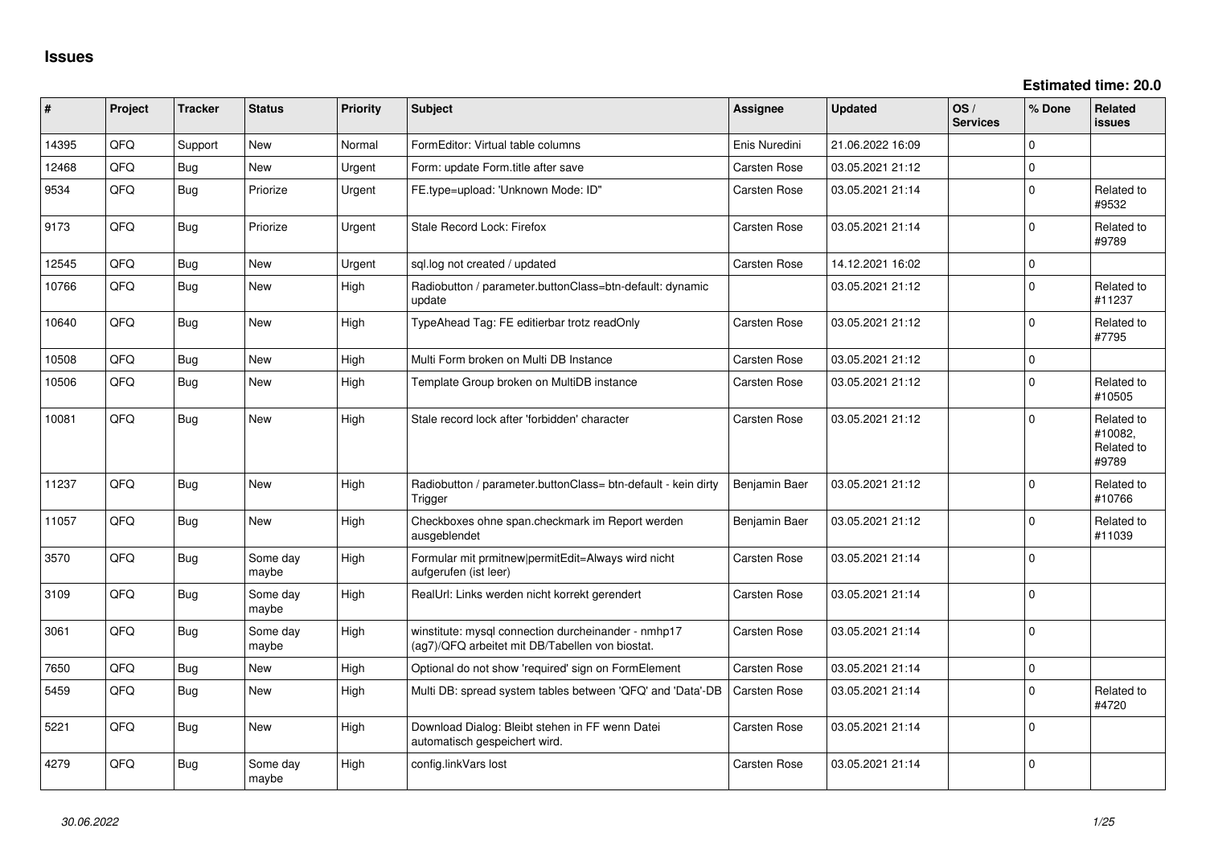# Issues

**Estimated time: 20.0**

| # | Project | Tracker | Status | Priority | Subject | Assignee | Updated | OS / Services | % Done | Related issues |
|---|---|---|---|---|---|---|---|---|---|---|
| 14395 | QFQ | Support | New | Normal | FormEditor: Virtual table columns | Enis Nuredini | 21.06.2022 16:09 | | 0 | |
| 12468 | QFQ | Bug | New | Urgent | Form: update Form.title after save | Carsten Rose | 03.05.2021 21:12 | | 0 | |
| 9534 | QFQ | Bug | Priorize | Urgent | FE.type=upload: 'Unknown Mode: ID" | Carsten Rose | 03.05.2021 21:14 | | 0 | Related to #9532 |
| 9173 | QFQ | Bug | Priorize | Urgent | Stale Record Lock: Firefox | Carsten Rose | 03.05.2021 21:14 | | 0 | Related to #9789 |
| 12545 | QFQ | Bug | New | Urgent | sql.log not created / updated | Carsten Rose | 14.12.2021 16:02 | | 0 | |
| 10766 | QFQ | Bug | New | High | Radiobutton / parameter.buttonClass=btn-default: dynamic update | | 03.05.2021 21:12 | | 0 | Related to #11237 |
| 10640 | QFQ | Bug | New | High | TypeAhead Tag: FE editierbar trotz readOnly | Carsten Rose | 03.05.2021 21:12 | | 0 | Related to #7795 |
| 10508 | QFQ | Bug | New | High | Multi Form broken on Multi DB Instance | Carsten Rose | 03.05.2021 21:12 | | 0 | |
| 10506 | QFQ | Bug | New | High | Template Group broken on MultiDB instance | Carsten Rose | 03.05.2021 21:12 | | 0 | Related to #10505 |
| 10081 | QFQ | Bug | New | High | Stale record lock after 'forbidden' character | Carsten Rose | 03.05.2021 21:12 | | 0 | Related to #10082, Related to #9789 |
| 11237 | QFQ | Bug | New | High | Radiobutton / parameter.buttonClass= btn-default - kein dirty Trigger | Benjamin Baer | 03.05.2021 21:12 | | 0 | Related to #10766 |
| 11057 | QFQ | Bug | New | High | Checkboxes ohne span.checkmark im Report werden ausgeblendet | Benjamin Baer | 03.05.2021 21:12 | | 0 | Related to #11039 |
| 3570 | QFQ | Bug | Some day maybe | High | Formular mit prmitnew\|permitEdit=Always wird nicht aufgerufen (ist leer) | Carsten Rose | 03.05.2021 21:14 | | 0 | |
| 3109 | QFQ | Bug | Some day maybe | High | RealUrl: Links werden nicht korrekt gerendert | Carsten Rose | 03.05.2021 21:14 | | 0 | |
| 3061 | QFQ | Bug | Some day maybe | High | winstitute: mysql connection durcheinander - nmhp17 (ag7)/QFQ arbeitet mit DB/Tabellen von biostat. | Carsten Rose | 03.05.2021 21:14 | | 0 | |
| 7650 | QFQ | Bug | New | High | Optional do not show 'required' sign on FormElement | Carsten Rose | 03.05.2021 21:14 | | 0 | |
| 5459 | QFQ | Bug | New | High | Multi DB: spread system tables between 'QFQ' and 'Data'-DB | Carsten Rose | 03.05.2021 21:14 | | 0 | Related to #4720 |
| 5221 | QFQ | Bug | New | High | Download Dialog: Bleibt stehen in FF wenn Datei automatisch gespeichert wird. | Carsten Rose | 03.05.2021 21:14 | | 0 | |
| 4279 | QFQ | Bug | Some day maybe | High | config.linkVars lost | Carsten Rose | 03.05.2021 21:14 | | 0 | |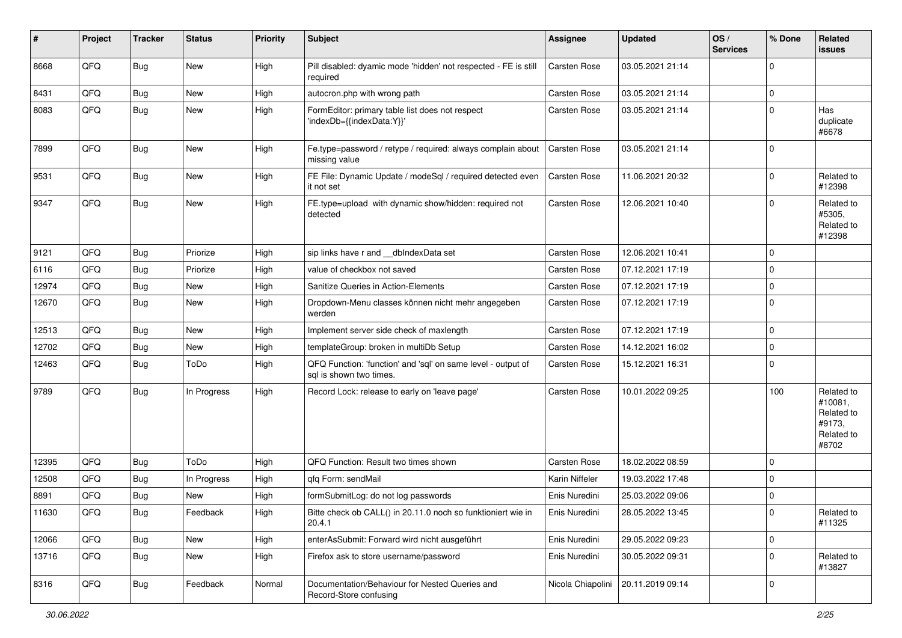| # | Project | Tracker | Status | Priority | Subject | Assignee | Updated | OS / Services | % Done | Related issues |
|---|---|---|---|---|---|---|---|---|---|---|
| 8668 | QFQ | Bug | New | High | Pill disabled: dyamic mode 'hidden' not respected - FE is still required | Carsten Rose | 03.05.2021 21:14 | | 0 | |
| 8431 | QFQ | Bug | New | High | autocron.php with wrong path | Carsten Rose | 03.05.2021 21:14 | | 0 | |
| 8083 | QFQ | Bug | New | High | FormEditor: primary table list does not respect 'indexDb={{indexData:Y}}' | Carsten Rose | 03.05.2021 21:14 | | 0 | Has duplicate #6678 |
| 7899 | QFQ | Bug | New | High | Fe.type=password / retype / required: always complain about missing value | Carsten Rose | 03.05.2021 21:14 | | 0 | |
| 9531 | QFQ | Bug | New | High | FE File: Dynamic Update / modeSql / required detected even it not set | Carsten Rose | 11.06.2021 20:32 | | 0 | Related to #12398 |
| 9347 | QFQ | Bug | New | High | FE.type=upload with dynamic show/hidden: required not detected | Carsten Rose | 12.06.2021 10:40 | | 0 | Related to #5305, Related to #12398 |
| 9121 | QFQ | Bug | Priorize | High | sip links have r and __dbIndexData set | Carsten Rose | 12.06.2021 10:41 | | 0 | |
| 6116 | QFQ | Bug | Priorize | High | value of checkbox not saved | Carsten Rose | 07.12.2021 17:19 | | 0 | |
| 12974 | QFQ | Bug | New | High | Sanitize Queries in Action-Elements | Carsten Rose | 07.12.2021 17:19 | | 0 | |
| 12670 | QFQ | Bug | New | High | Dropdown-Menu classes können nicht mehr angegeben werden | Carsten Rose | 07.12.2021 17:19 | | 0 | |
| 12513 | QFQ | Bug | New | High | Implement server side check of maxlength | Carsten Rose | 07.12.2021 17:19 | | 0 | |
| 12702 | QFQ | Bug | New | High | templateGroup: broken in multiDb Setup | Carsten Rose | 14.12.2021 16:02 | | 0 | |
| 12463 | QFQ | Bug | ToDo | High | QFQ Function: 'function' and 'sql' on same level - output of sql is shown two times. | Carsten Rose | 15.12.2021 16:31 | | 0 | |
| 9789 | QFQ | Bug | In Progress | High | Record Lock: release to early on 'leave page' | Carsten Rose | 10.01.2022 09:25 | | 100 | Related to #10081, Related to #9173, Related to #8702 |
| 12395 | QFQ | Bug | ToDo | High | QFQ Function: Result two times shown | Carsten Rose | 18.02.2022 08:59 | | 0 | |
| 12508 | QFQ | Bug | In Progress | High | qfq Form: sendMail | Karin Niffeler | 19.03.2022 17:48 | | 0 | |
| 8891 | QFQ | Bug | New | High | formSubmitLog: do not log passwords | Enis Nuredini | 25.03.2022 09:06 | | 0 | |
| 11630 | QFQ | Bug | Feedback | High | Bitte check ob CALL() in 20.11.0 noch so funktioniert wie in 20.4.1 | Enis Nuredini | 28.05.2022 13:45 | | 0 | Related to #11325 |
| 12066 | QFQ | Bug | New | High | enterAsSubmit: Forward wird nicht ausgeführt | Enis Nuredini | 29.05.2022 09:23 | | 0 | |
| 13716 | QFQ | Bug | New | High | Firefox ask to store username/password | Enis Nuredini | 30.05.2022 09:31 | | 0 | Related to #13827 |
| 8316 | QFQ | Bug | Feedback | Normal | Documentation/Behaviour for Nested Queries and Record-Store confusing | Nicola Chiapolini | 20.11.2019 09:14 | | 0 | |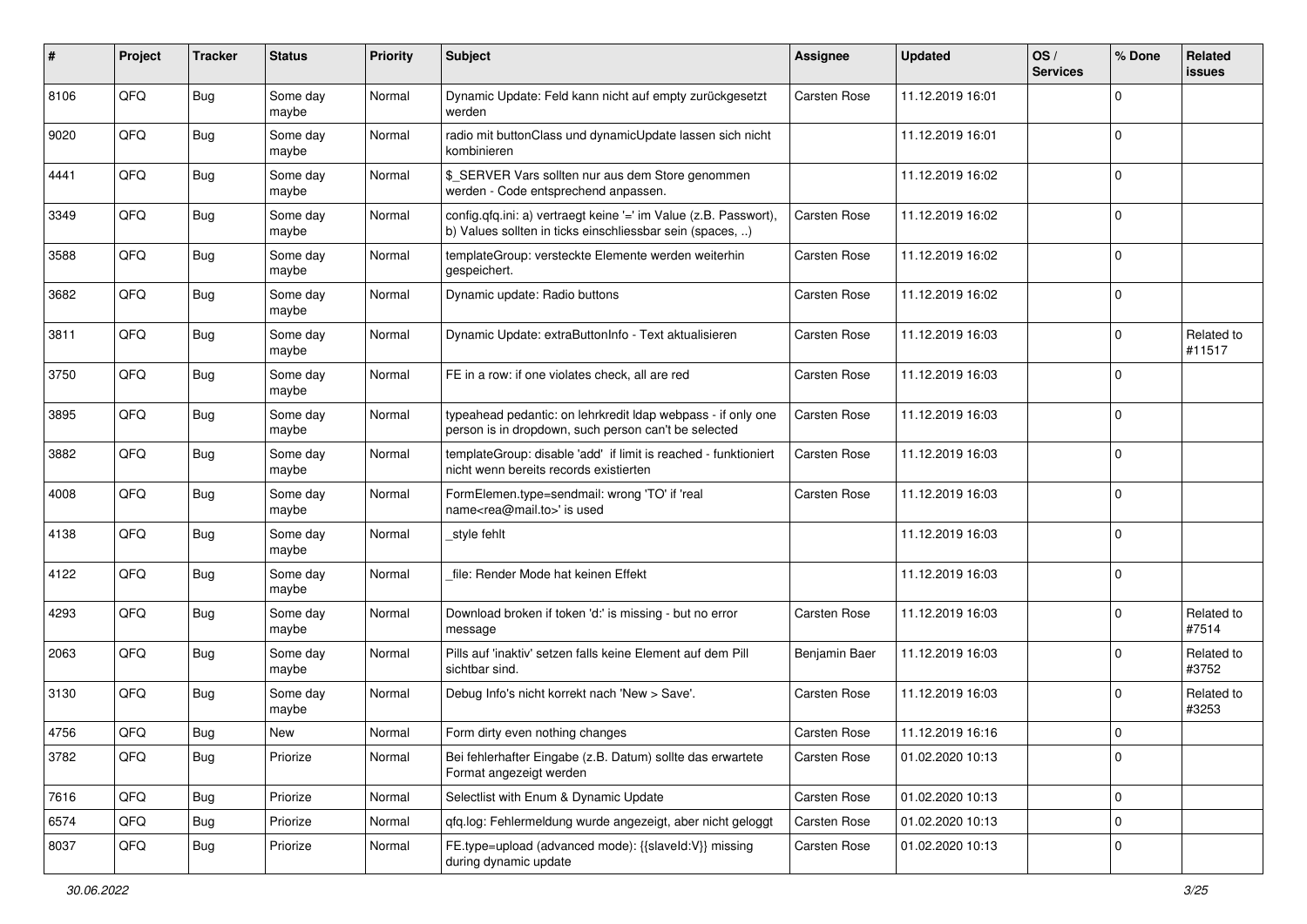| # | Project | Tracker | Status | Priority | Subject | Assignee | Updated | OS / Services | % Done | Related issues |
|---|---|---|---|---|---|---|---|---|---|---|
| 8106 | QFQ | Bug | Some day maybe | Normal | Dynamic Update: Feld kann nicht auf empty zurückgesetzt werden | Carsten Rose | 11.12.2019 16:01 | | 0 | |
| 9020 | QFQ | Bug | Some day maybe | Normal | radio mit buttonClass und dynamicUpdate lassen sich nicht kombinieren | | 11.12.2019 16:01 | | 0 | |
| 4441 | QFQ | Bug | Some day maybe | Normal | $_SERVER Vars sollten nur aus dem Store genommen werden - Code entsprechend anpassen. | | 11.12.2019 16:02 | | 0 | |
| 3349 | QFQ | Bug | Some day maybe | Normal | config.qfq.ini: a) vertraegt keine '=' im Value (z.B. Passwort), b) Values sollten in ticks einschliessbar sein (spaces, ..) | Carsten Rose | 11.12.2019 16:02 | | 0 | |
| 3588 | QFQ | Bug | Some day maybe | Normal | templateGroup: versteckte Elemente werden weiterhin gespeichert. | Carsten Rose | 11.12.2019 16:02 | | 0 | |
| 3682 | QFQ | Bug | Some day maybe | Normal | Dynamic update: Radio buttons | Carsten Rose | 11.12.2019 16:02 | | 0 | |
| 3811 | QFQ | Bug | Some day maybe | Normal | Dynamic Update: extraButtonInfo - Text aktualisieren | Carsten Rose | 11.12.2019 16:03 | | 0 | Related to #11517 |
| 3750 | QFQ | Bug | Some day maybe | Normal | FE in a row: if one violates check, all are red | Carsten Rose | 11.12.2019 16:03 | | 0 | |
| 3895 | QFQ | Bug | Some day maybe | Normal | typeahead pedantic: on lehrkredit ldap webpass - if only one person is in dropdown, such person can't be selected | Carsten Rose | 11.12.2019 16:03 | | 0 | |
| 3882 | QFQ | Bug | Some day maybe | Normal | templateGroup: disable 'add' if limit is reached - funktioniert nicht wenn bereits records existierten | Carsten Rose | 11.12.2019 16:03 | | 0 | |
| 4008 | QFQ | Bug | Some day maybe | Normal | FormElemen.type=sendmail: wrong 'TO' if 'real name<rea@mail.to>' is used | Carsten Rose | 11.12.2019 16:03 | | 0 | |
| 4138 | QFQ | Bug | Some day maybe | Normal | _style fehlt | | 11.12.2019 16:03 | | 0 | |
| 4122 | QFQ | Bug | Some day maybe | Normal | _file: Render Mode hat keinen Effekt | | 11.12.2019 16:03 | | 0 | |
| 4293 | QFQ | Bug | Some day maybe | Normal | Download broken if token 'd:' is missing - but no error message | Carsten Rose | 11.12.2019 16:03 | | 0 | Related to #7514 |
| 2063 | QFQ | Bug | Some day maybe | Normal | Pills auf 'inaktiv' setzen falls keine Element auf dem Pill sichtbar sind. | Benjamin Baer | 11.12.2019 16:03 | | 0 | Related to #3752 |
| 3130 | QFQ | Bug | Some day maybe | Normal | Debug Info's nicht korrekt nach 'New > Save'. | Carsten Rose | 11.12.2019 16:03 | | 0 | Related to #3253 |
| 4756 | QFQ | Bug | New | Normal | Form dirty even nothing changes | Carsten Rose | 11.12.2019 16:16 | | 0 | |
| 3782 | QFQ | Bug | Priorize | Normal | Bei fehlerhafter Eingabe (z.B. Datum) sollte das erwartete Format angezeigt werden | Carsten Rose | 01.02.2020 10:13 | | 0 | |
| 7616 | QFQ | Bug | Priorize | Normal | Selectlist with Enum & Dynamic Update | Carsten Rose | 01.02.2020 10:13 | | 0 | |
| 6574 | QFQ | Bug | Priorize | Normal | qfq.log: Fehlermeldung wurde angezeigt, aber nicht geloggt | Carsten Rose | 01.02.2020 10:13 | | 0 | |
| 8037 | QFQ | Bug | Priorize | Normal | FE.type=upload (advanced mode): {{slaveId:V}} missing during dynamic update | Carsten Rose | 01.02.2020 10:13 | | 0 | |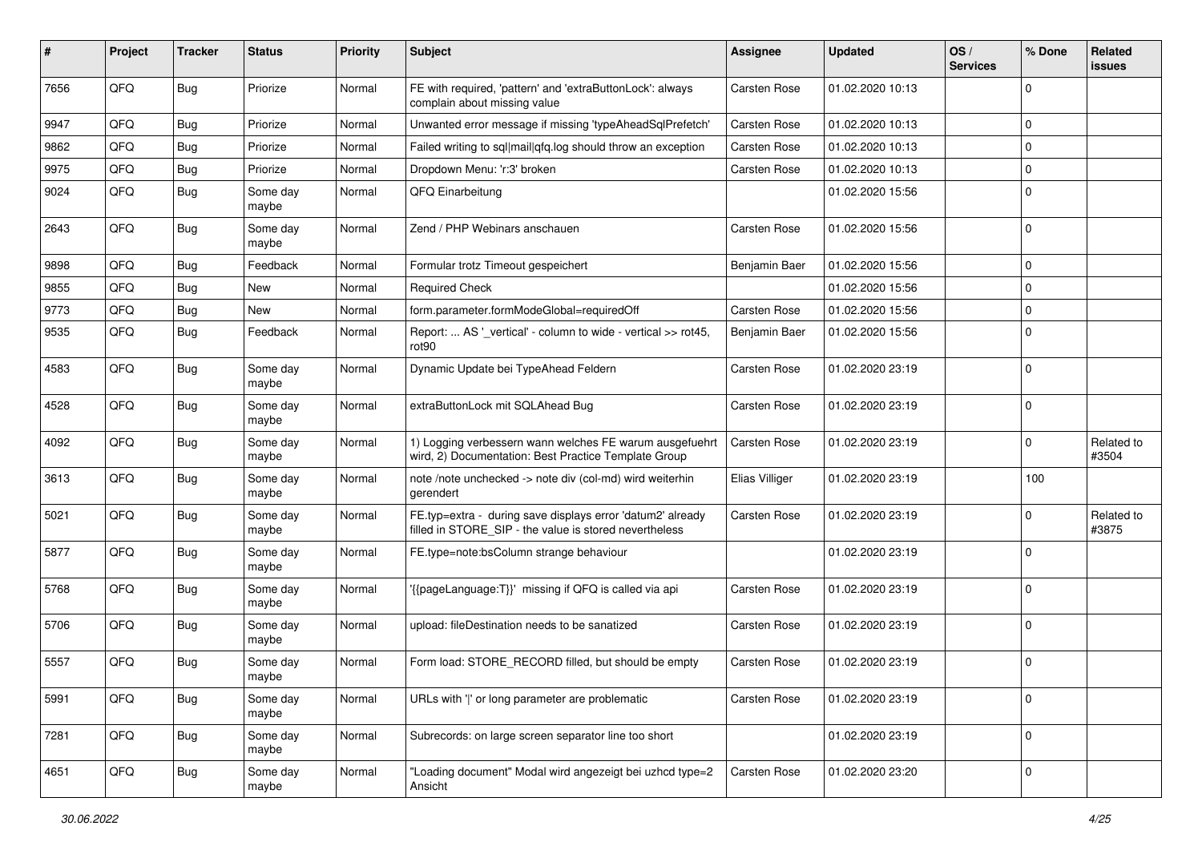| # | Project | Tracker | Status | Priority | Subject | Assignee | Updated | OS / Services | % Done | Related issues |
|---|---|---|---|---|---|---|---|---|---|---|
| 7656 | QFQ | Bug | Priorize | Normal | FE with required, 'pattern' and 'extraButtonLock': always complain about missing value | Carsten Rose | 01.02.2020 10:13 | | 0 | |
| 9947 | QFQ | Bug | Priorize | Normal | Unwanted error message if missing 'typeAheadSqlPrefetch' | Carsten Rose | 01.02.2020 10:13 | | 0 | |
| 9862 | QFQ | Bug | Priorize | Normal | Failed writing to sql\|mail\|qfq.log should throw an exception | Carsten Rose | 01.02.2020 10:13 | | 0 | |
| 9975 | QFQ | Bug | Priorize | Normal | Dropdown Menu: 'r:3' broken | Carsten Rose | 01.02.2020 10:13 | | 0 | |
| 9024 | QFQ | Bug | Some day maybe | Normal | QFQ Einarbeitung | | 01.02.2020 15:56 | | 0 | |
| 2643 | QFQ | Bug | Some day maybe | Normal | Zend / PHP Webinars anschauen | Carsten Rose | 01.02.2020 15:56 | | 0 | |
| 9898 | QFQ | Bug | Feedback | Normal | Formular trotz Timeout gespeichert | Benjamin Baer | 01.02.2020 15:56 | | 0 | |
| 9855 | QFQ | Bug | New | Normal | Required Check | | 01.02.2020 15:56 | | 0 | |
| 9773 | QFQ | Bug | New | Normal | form.parameter.formModeGlobal=requiredOff | Carsten Rose | 01.02.2020 15:56 | | 0 | |
| 9535 | QFQ | Bug | Feedback | Normal | Report: ... AS '_vertical' - column to wide - vertical >> rot45, rot90 | Benjamin Baer | 01.02.2020 15:56 | | 0 | |
| 4583 | QFQ | Bug | Some day maybe | Normal | Dynamic Update bei TypeAhead Feldern | Carsten Rose | 01.02.2020 23:19 | | 0 | |
| 4528 | QFQ | Bug | Some day maybe | Normal | extraButtonLock mit SQLAhead Bug | Carsten Rose | 01.02.2020 23:19 | | 0 | |
| 4092 | QFQ | Bug | Some day maybe | Normal | 1) Logging verbessern wann welches FE warum ausgefuehrt wird, 2) Documentation: Best Practice Template Group | Carsten Rose | 01.02.2020 23:19 | | 0 | Related to #3504 |
| 3613 | QFQ | Bug | Some day maybe | Normal | note /note unchecked -> note div (col-md) wird weiterhin gerendert | Elias Villiger | 01.02.2020 23:19 | | 100 | |
| 5021 | QFQ | Bug | Some day maybe | Normal | FE.typ=extra - during save displays error 'datum2' already filled in STORE_SIP - the value is stored nevertheless | Carsten Rose | 01.02.2020 23:19 | | 0 | Related to #3875 |
| 5877 | QFQ | Bug | Some day maybe | Normal | FE.type=note:bsColumn strange behaviour | | 01.02.2020 23:19 | | 0 | |
| 5768 | QFQ | Bug | Some day maybe | Normal | '{{pageLanguage:T}}' missing if QFQ is called via api | Carsten Rose | 01.02.2020 23:19 | | 0 | |
| 5706 | QFQ | Bug | Some day maybe | Normal | upload: fileDestination needs to be sanatized | Carsten Rose | 01.02.2020 23:19 | | 0 | |
| 5557 | QFQ | Bug | Some day maybe | Normal | Form load: STORE_RECORD filled, but should be empty | Carsten Rose | 01.02.2020 23:19 | | 0 | |
| 5991 | QFQ | Bug | Some day maybe | Normal | URLs with '\|' or long parameter are problematic | Carsten Rose | 01.02.2020 23:19 | | 0 | |
| 7281 | QFQ | Bug | Some day maybe | Normal | Subrecords: on large screen separator line too short | | 01.02.2020 23:19 | | 0 | |
| 4651 | QFQ | Bug | Some day maybe | Normal | "Loading document" Modal wird angezeigt bei uzhcd type=2 Ansicht | Carsten Rose | 01.02.2020 23:20 | | 0 | |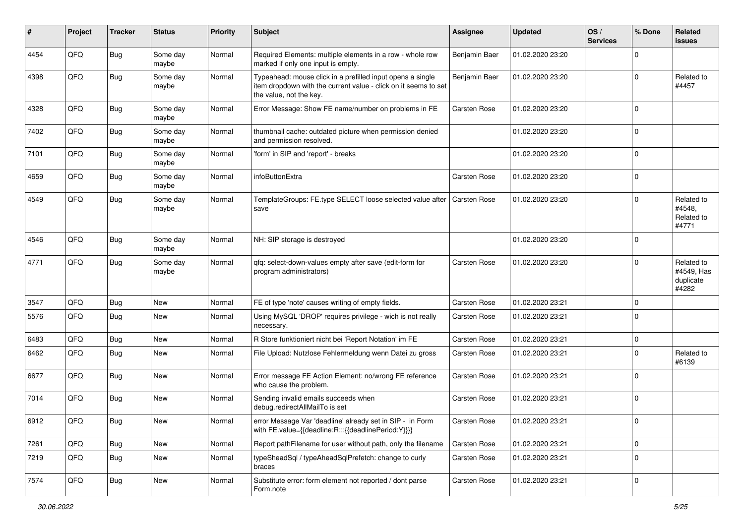| # | Project | Tracker | Status | Priority | Subject | Assignee | Updated | OS / Services | % Done | Related issues |
|---|---|---|---|---|---|---|---|---|---|---|
| 4454 | QFQ | Bug | Some day maybe | Normal | Required Elements: multiple elements in a row - whole row marked if only one input is empty. | Benjamin Baer | 01.02.2020 23:20 | | 0 | |
| 4398 | QFQ | Bug | Some day maybe | Normal | Typeahead: mouse click in a prefilled input opens a single item dropdown with the current value - click on it seems to set the value, not the key. | Benjamin Baer | 01.02.2020 23:20 | | 0 | Related to #4457 |
| 4328 | QFQ | Bug | Some day maybe | Normal | Error Message: Show FE name/number on problems in FE | Carsten Rose | 01.02.2020 23:20 | | 0 | |
| 7402 | QFQ | Bug | Some day maybe | Normal | thumbnail cache: outdated picture when permission denied and permission resolved. | | 01.02.2020 23:20 | | 0 | |
| 7101 | QFQ | Bug | Some day maybe | Normal | 'form' in SIP and 'report' - breaks | | 01.02.2020 23:20 | | 0 | |
| 4659 | QFQ | Bug | Some day maybe | Normal | infoButtonExtra | Carsten Rose | 01.02.2020 23:20 | | 0 | |
| 4549 | QFQ | Bug | Some day maybe | Normal | TemplateGroups: FE.type SELECT loose selected value after save | Carsten Rose | 01.02.2020 23:20 | | 0 | Related to #4548, Related to #4771 |
| 4546 | QFQ | Bug | Some day maybe | Normal | NH: SIP storage is destroyed | | 01.02.2020 23:20 | | 0 | |
| 4771 | QFQ | Bug | Some day maybe | Normal | qfq: select-down-values empty after save (edit-form for program administrators) | Carsten Rose | 01.02.2020 23:20 | | 0 | Related to #4549, Has duplicate #4282 |
| 3547 | QFQ | Bug | New | Normal | FE of type 'note' causes writing of empty fields. | Carsten Rose | 01.02.2020 23:21 | | 0 | |
| 5576 | QFQ | Bug | New | Normal | Using MySQL 'DROP' requires privilege - wich is not really necessary. | Carsten Rose | 01.02.2020 23:21 | | 0 | |
| 6483 | QFQ | Bug | New | Normal | R Store funktioniert nicht bei 'Report Notation' im FE | Carsten Rose | 01.02.2020 23:21 | | 0 | |
| 6462 | QFQ | Bug | New | Normal | File Upload: Nutzlose Fehlermeldung wenn Datei zu gross | Carsten Rose | 01.02.2020 23:21 | | 0 | Related to #6139 |
| 6677 | QFQ | Bug | New | Normal | Error message FE Action Element: no/wrong FE reference who cause the problem. | Carsten Rose | 01.02.2020 23:21 | | 0 | |
| 7014 | QFQ | Bug | New | Normal | Sending invalid emails succeeds when debug.redirectAllMailTo is set | Carsten Rose | 01.02.2020 23:21 | | 0 | |
| 6912 | QFQ | Bug | New | Normal | error Message Var 'deadline' already set in SIP - in Form with FE.value={{deadline:R:::{{deadlinePeriod:Y}}}} | Carsten Rose | 01.02.2020 23:21 | | 0 | |
| 7261 | QFQ | Bug | New | Normal | Report pathFilename for user without path, only the filename | Carsten Rose | 01.02.2020 23:21 | | 0 | |
| 7219 | QFQ | Bug | New | Normal | typeSheadSql / typeAheadSqlPrefetch: change to curly braces | Carsten Rose | 01.02.2020 23:21 | | 0 | |
| 7574 | QFQ | Bug | New | Normal | Substitute error: form element not reported / dont parse Form.note | Carsten Rose | 01.02.2020 23:21 | | 0 | |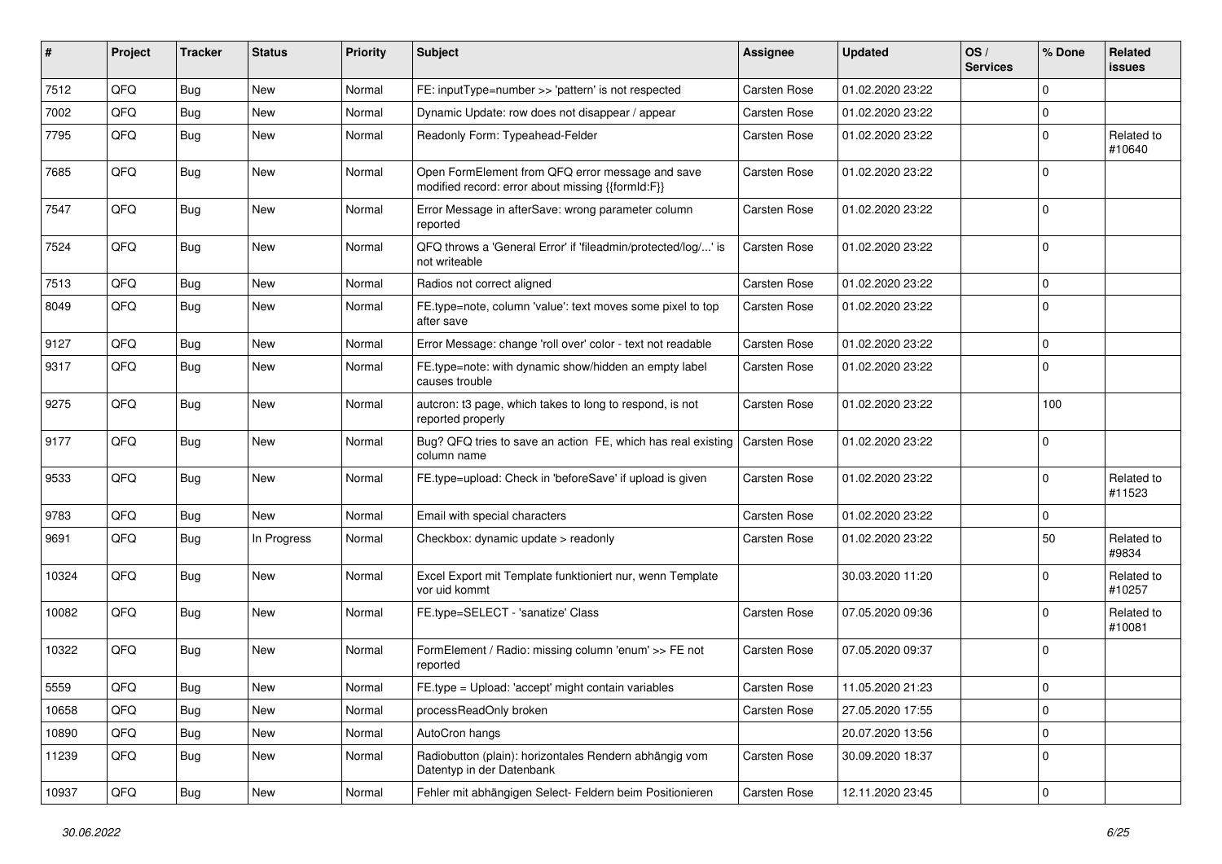| # | Project | Tracker | Status | Priority | Subject | Assignee | Updated | OS / Services | % Done | Related issues |
|---|---|---|---|---|---|---|---|---|---|---|
| 7512 | QFQ | Bug | New | Normal | FE: inputType=number >> 'pattern' is not respected | Carsten Rose | 01.02.2020 23:22 | | 0 | |
| 7002 | QFQ | Bug | New | Normal | Dynamic Update: row does not disappear / appear | Carsten Rose | 01.02.2020 23:22 | | 0 | |
| 7795 | QFQ | Bug | New | Normal | Readonly Form: Typeahead-Felder | Carsten Rose | 01.02.2020 23:22 | | 0 | Related to #10640 |
| 7685 | QFQ | Bug | New | Normal | Open FormElement from QFQ error message and save modified record: error about missing {{formId:F}} | Carsten Rose | 01.02.2020 23:22 | | 0 | |
| 7547 | QFQ | Bug | New | Normal | Error Message in afterSave: wrong parameter column reported | Carsten Rose | 01.02.2020 23:22 | | 0 | |
| 7524 | QFQ | Bug | New | Normal | QFQ throws a 'General Error' if 'fileadmin/protected/log/...' is not writeable | Carsten Rose | 01.02.2020 23:22 | | 0 | |
| 7513 | QFQ | Bug | New | Normal | Radios not correct aligned | Carsten Rose | 01.02.2020 23:22 | | 0 | |
| 8049 | QFQ | Bug | New | Normal | FE.type=note, column 'value': text moves some pixel to top after save | Carsten Rose | 01.02.2020 23:22 | | 0 | |
| 9127 | QFQ | Bug | New | Normal | Error Message: change 'roll over' color - text not readable | Carsten Rose | 01.02.2020 23:22 | | 0 | |
| 9317 | QFQ | Bug | New | Normal | FE.type=note: with dynamic show/hidden an empty label causes trouble | Carsten Rose | 01.02.2020 23:22 | | 0 | |
| 9275 | QFQ | Bug | New | Normal | autcron: t3 page, which takes to long to respond, is not reported properly | Carsten Rose | 01.02.2020 23:22 | | 100 | |
| 9177 | QFQ | Bug | New | Normal | Bug? QFQ tries to save an action FE, which has real existing column name | Carsten Rose | 01.02.2020 23:22 | | 0 | |
| 9533 | QFQ | Bug | New | Normal | FE.type=upload: Check in 'beforeSave' if upload is given | Carsten Rose | 01.02.2020 23:22 | | 0 | Related to #11523 |
| 9783 | QFQ | Bug | New | Normal | Email with special characters | Carsten Rose | 01.02.2020 23:22 | | 0 | |
| 9691 | QFQ | Bug | In Progress | Normal | Checkbox: dynamic update > readonly | Carsten Rose | 01.02.2020 23:22 | | 50 | Related to #9834 |
| 10324 | QFQ | Bug | New | Normal | Excel Export mit Template funktioniert nur, wenn Template vor uid kommt | | 30.03.2020 11:20 | | 0 | Related to #10257 |
| 10082 | QFQ | Bug | New | Normal | FE.type=SELECT - 'sanatize' Class | Carsten Rose | 07.05.2020 09:36 | | 0 | Related to #10081 |
| 10322 | QFQ | Bug | New | Normal | FormElement / Radio: missing column 'enum' >> FE not reported | Carsten Rose | 07.05.2020 09:37 | | 0 | |
| 5559 | QFQ | Bug | New | Normal | FE.type = Upload: 'accept' might contain variables | Carsten Rose | 11.05.2020 21:23 | | 0 | |
| 10658 | QFQ | Bug | New | Normal | processReadOnly broken | Carsten Rose | 27.05.2020 17:55 | | 0 | |
| 10890 | QFQ | Bug | New | Normal | AutoCron hangs | | 20.07.2020 13:56 | | 0 | |
| 11239 | QFQ | Bug | New | Normal | Radiobutton (plain): horizontales Rendern abhängig vom Datentyp in der Datenbank | Carsten Rose | 30.09.2020 18:37 | | 0 | |
| 10937 | QFQ | Bug | New | Normal | Fehler mit abhängigen Select- Feldern beim Positionieren | Carsten Rose | 12.11.2020 23:45 | | 0 | |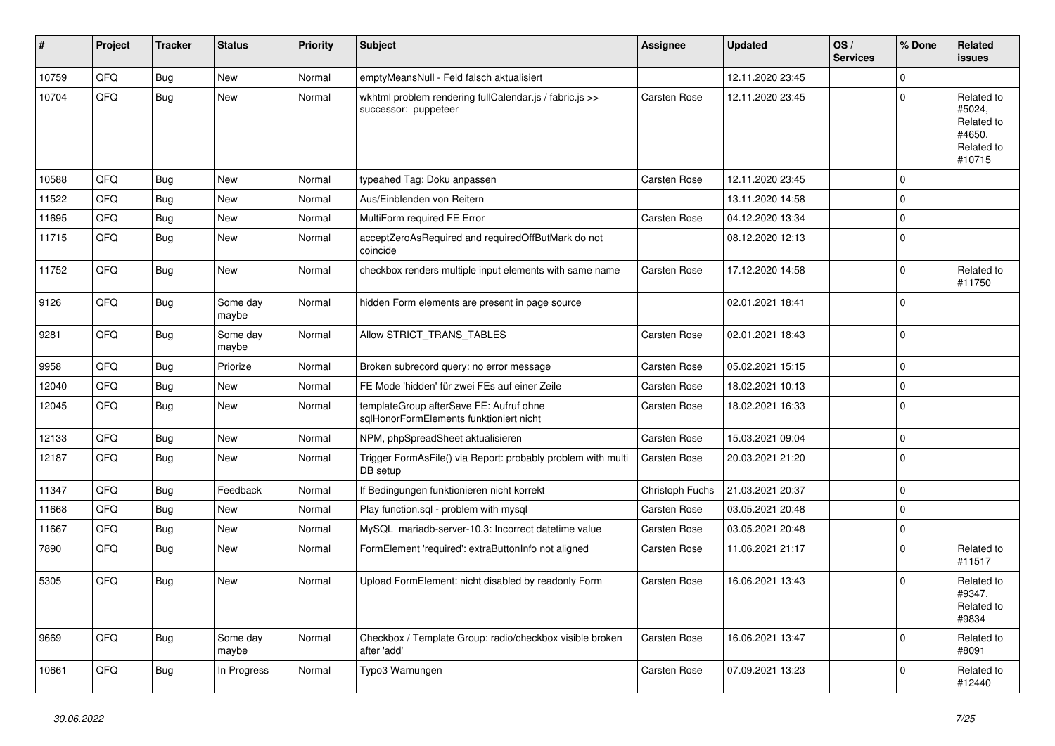| # | Project | Tracker | Status | Priority | Subject | Assignee | Updated | OS / Services | % Done | Related issues |
|---|---|---|---|---|---|---|---|---|---|---|
| 10759 | QFQ | Bug | New | Normal | emptyMeansNull - Feld falsch aktualisiert | | 12.11.2020 23:45 | | 0 | |
| 10704 | QFQ | Bug | New | Normal | wkhtml problem rendering fullCalendar.js / fabric.js >> successor: puppeteer | Carsten Rose | 12.11.2020 23:45 | | 0 | Related to #5024, Related to #4650, Related to #10715 |
| 10588 | QFQ | Bug | New | Normal | typeahed Tag: Doku anpassen | Carsten Rose | 12.11.2020 23:45 | | 0 | |
| 11522 | QFQ | Bug | New | Normal | Aus/Einblenden von Reitern | | 13.11.2020 14:58 | | 0 | |
| 11695 | QFQ | Bug | New | Normal | MultiForm required FE Error | Carsten Rose | 04.12.2020 13:34 | | 0 | |
| 11715 | QFQ | Bug | New | Normal | acceptZeroAsRequired and requiredOffButMark do not coincide | | 08.12.2020 12:13 | | 0 | |
| 11752 | QFQ | Bug | New | Normal | checkbox renders multiple input elements with same name | Carsten Rose | 17.12.2020 14:58 | | 0 | Related to #11750 |
| 9126 | QFQ | Bug | Some day maybe | Normal | hidden Form elements are present in page source | | 02.01.2021 18:41 | | 0 | |
| 9281 | QFQ | Bug | Some day maybe | Normal | Allow STRICT_TRANS_TABLES | Carsten Rose | 02.01.2021 18:43 | | 0 | |
| 9958 | QFQ | Bug | Priorize | Normal | Broken subrecord query: no error message | Carsten Rose | 05.02.2021 15:15 | | 0 | |
| 12040 | QFQ | Bug | New | Normal | FE Mode 'hidden' für zwei FEs auf einer Zeile | Carsten Rose | 18.02.2021 10:13 | | 0 | |
| 12045 | QFQ | Bug | New | Normal | templateGroup afterSave FE: Aufruf ohne sqlHonorFormElements funktioniert nicht | Carsten Rose | 18.02.2021 16:33 | | 0 | |
| 12133 | QFQ | Bug | New | Normal | NPM, phpSpreadSheet aktualisieren | Carsten Rose | 15.03.2021 09:04 | | 0 | |
| 12187 | QFQ | Bug | New | Normal | Trigger FormAsFile() via Report: probably problem with multi DB setup | Carsten Rose | 20.03.2021 21:20 | | 0 | |
| 11347 | QFQ | Bug | Feedback | Normal | If Bedingungen funktionieren nicht korrekt | Christoph Fuchs | 21.03.2021 20:37 | | 0 | |
| 11668 | QFQ | Bug | New | Normal | Play function.sql - problem with mysql | Carsten Rose | 03.05.2021 20:48 | | 0 | |
| 11667 | QFQ | Bug | New | Normal | MySQL mariadb-server-10.3: Incorrect datetime value | Carsten Rose | 03.05.2021 20:48 | | 0 | |
| 7890 | QFQ | Bug | New | Normal | FormElement 'required': extraButtonInfo not aligned | Carsten Rose | 11.06.2021 21:17 | | 0 | Related to #11517 |
| 5305 | QFQ | Bug | New | Normal | Upload FormElement: nicht disabled by readonly Form | Carsten Rose | 16.06.2021 13:43 | | 0 | Related to #9347, Related to #9834 |
| 9669 | QFQ | Bug | Some day maybe | Normal | Checkbox / Template Group: radio/checkbox visible broken after 'add' | Carsten Rose | 16.06.2021 13:47 | | 0 | Related to #8091 |
| 10661 | QFQ | Bug | In Progress | Normal | Typo3 Warnungen | Carsten Rose | 07.09.2021 13:23 | | 0 | Related to #12440 |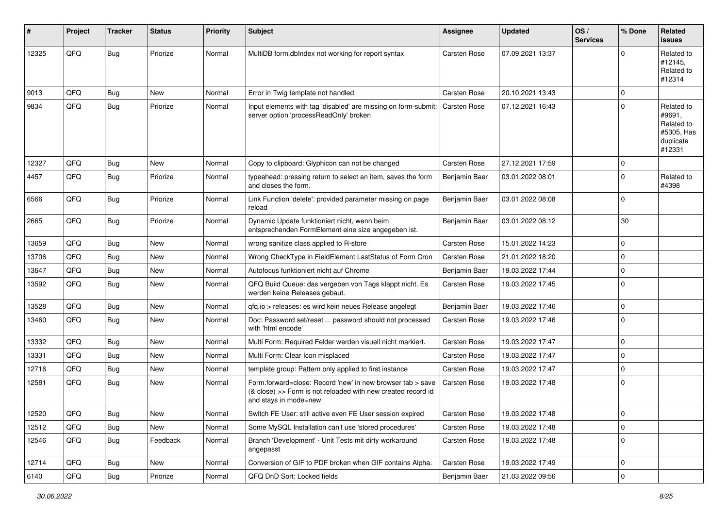| # | Project | Tracker | Status | Priority | Subject | Assignee | Updated | OS / Services | % Done | Related issues |
|---|---|---|---|---|---|---|---|---|---|---|
| 12325 | QFQ | Bug | Priorize | Normal | MultiDB form.dbIndex not working for report syntax | Carsten Rose | 07.09.2021 13:37 | | 0 | Related to #12145, Related to #12314 |
| 9013 | QFQ | Bug | New | Normal | Error in Twig template not handled | Carsten Rose | 20.10.2021 13:43 | | 0 | |
| 9834 | QFQ | Bug | Priorize | Normal | Input elements with tag 'disabled' are missing on form-submit: server option 'processReadOnly' broken | Carsten Rose | 07.12.2021 16:43 | | 0 | Related to #9691, Related to #5305, Has duplicate #12331 |
| 12327 | QFQ | Bug | New | Normal | Copy to clipboard: Glyphicon can not be changed | Carsten Rose | 27.12.2021 17:59 | | 0 | |
| 4457 | QFQ | Bug | Priorize | Normal | typeahead: pressing return to select an item, saves the form and closes the form. | Benjamin Baer | 03.01.2022 08:01 | | 0 | Related to #4398 |
| 6566 | QFQ | Bug | Priorize | Normal | Link Function 'delete': provided parameter missing on page reload | Benjamin Baer | 03.01.2022 08:08 | | 0 | |
| 2665 | QFQ | Bug | Priorize | Normal | Dynamic Update funktioniert nicht, wenn beim entsprechenden FormElement eine size angegeben ist. | Benjamin Baer | 03.01.2022 08:12 | | 30 | |
| 13659 | QFQ | Bug | New | Normal | wrong sanitize class applied to R-store | Carsten Rose | 15.01.2022 14:23 | | 0 | |
| 13706 | QFQ | Bug | New | Normal | Wrong CheckType in FieldElement LastStatus of Form Cron | Carsten Rose | 21.01.2022 18:20 | | 0 | |
| 13647 | QFQ | Bug | New | Normal | Autofocus funktioniert nicht auf Chrome | Benjamin Baer | 19.03.2022 17:44 | | 0 | |
| 13592 | QFQ | Bug | New | Normal | QFQ Build Queue: das vergeben von Tags klappt nicht. Es werden keine Releases gebaut. | Carsten Rose | 19.03.2022 17:45 | | 0 | |
| 13528 | QFQ | Bug | New | Normal | qfq.io > releases: es wird kein neues Release angelegt | Benjamin Baer | 19.03.2022 17:46 | | 0 | |
| 13460 | QFQ | Bug | New | Normal | Doc: Password set/reset ... password should not processed with 'html encode' | Carsten Rose | 19.03.2022 17:46 | | 0 | |
| 13332 | QFQ | Bug | New | Normal | Multi Form: Required Felder werden visuell nicht markiert. | Carsten Rose | 19.03.2022 17:47 | | 0 | |
| 13331 | QFQ | Bug | New | Normal | Multi Form: Clear Icon misplaced | Carsten Rose | 19.03.2022 17:47 | | 0 | |
| 12716 | QFQ | Bug | New | Normal | template group: Pattern only applied to first instance | Carsten Rose | 19.03.2022 17:47 | | 0 | |
| 12581 | QFQ | Bug | New | Normal | Form.forward=close: Record 'new' in new browser tab > save (& close) >> Form is not reloaded with new created record id and stays in mode=new | Carsten Rose | 19.03.2022 17:48 | | 0 | |
| 12520 | QFQ | Bug | New | Normal | Switch FE User: still active even FE User session expired | Carsten Rose | 19.03.2022 17:48 | | 0 | |
| 12512 | QFQ | Bug | New | Normal | Some MySQL Installation can't use 'stored procedures' | Carsten Rose | 19.03.2022 17:48 | | 0 | |
| 12546 | QFQ | Bug | Feedback | Normal | Branch 'Development' - Unit Tests mit dirty workaround angepasst | Carsten Rose | 19.03.2022 17:48 | | 0 | |
| 12714 | QFQ | Bug | New | Normal | Conversion of GIF to PDF broken when GIF contains Alpha. | Carsten Rose | 19.03.2022 17:49 | | 0 | |
| 6140 | QFQ | Bug | Priorize | Normal | QFQ DnD Sort: Locked fields | Benjamin Baer | 21.03.2022 09:56 | | 0 | |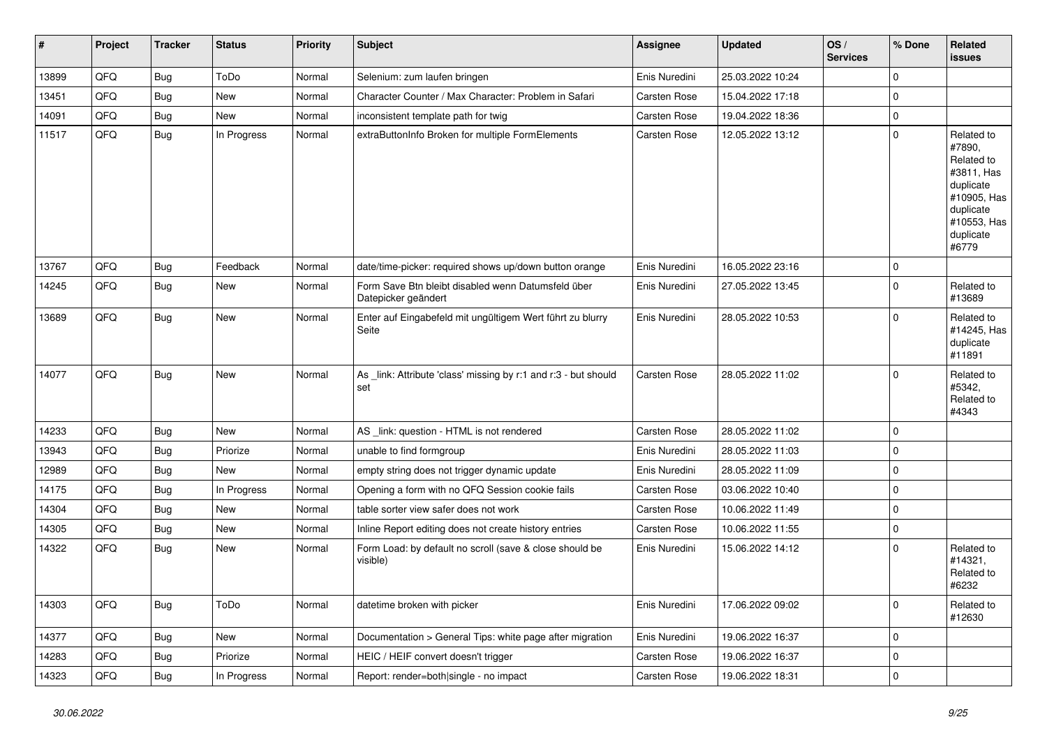| # | Project | Tracker | Status | Priority | Subject | Assignee | Updated | OS / Services | % Done | Related issues |
|---|---|---|---|---|---|---|---|---|---|---|
| 13899 | QFQ | Bug | ToDo | Normal | Selenium: zum laufen bringen | Enis Nuredini | 25.03.2022 10:24 | | 0 | |
| 13451 | QFQ | Bug | New | Normal | Character Counter / Max Character: Problem in Safari | Carsten Rose | 15.04.2022 17:18 | | 0 | |
| 14091 | QFQ | Bug | New | Normal | inconsistent template path for twig | Carsten Rose | 19.04.2022 18:36 | | 0 | |
| 11517 | QFQ | Bug | In Progress | Normal | extraButtonInfo Broken for multiple FormElements | Carsten Rose | 12.05.2022 13:12 | | 0 | Related to #7890, Related to #3811, Has duplicate #10905, Has duplicate #10553, Has duplicate #6779 |
| 13767 | QFQ | Bug | Feedback | Normal | date/time-picker: required shows up/down button orange | Enis Nuredini | 16.05.2022 23:16 | | 0 | |
| 14245 | QFQ | Bug | New | Normal | Form Save Btn bleibt disabled wenn Datumsfeld über Datepicker geändert | Enis Nuredini | 27.05.2022 13:45 | | 0 | Related to #13689 |
| 13689 | QFQ | Bug | New | Normal | Enter auf Eingabefeld mit ungültigem Wert führt zu blurry Seite | Enis Nuredini | 28.05.2022 10:53 | | 0 | Related to #14245, Has duplicate #11891 |
| 14077 | QFQ | Bug | New | Normal | As _link: Attribute 'class' missing by r:1 and r:3 - but should set | Carsten Rose | 28.05.2022 11:02 | | 0 | Related to #5342, Related to #4343 |
| 14233 | QFQ | Bug | New | Normal | AS _link: question - HTML is not rendered | Carsten Rose | 28.05.2022 11:02 | | 0 | |
| 13943 | QFQ | Bug | Priorize | Normal | unable to find formgroup | Enis Nuredini | 28.05.2022 11:03 | | 0 | |
| 12989 | QFQ | Bug | New | Normal | empty string does not trigger dynamic update | Enis Nuredini | 28.05.2022 11:09 | | 0 | |
| 14175 | QFQ | Bug | In Progress | Normal | Opening a form with no QFQ Session cookie fails | Carsten Rose | 03.06.2022 10:40 | | 0 | |
| 14304 | QFQ | Bug | New | Normal | table sorter view safer does not work | Carsten Rose | 10.06.2022 11:49 | | 0 | |
| 14305 | QFQ | Bug | New | Normal | Inline Report editing does not create history entries | Carsten Rose | 10.06.2022 11:55 | | 0 | |
| 14322 | QFQ | Bug | New | Normal | Form Load: by default no scroll (save & close should be visible) | Enis Nuredini | 15.06.2022 14:12 | | 0 | Related to #14321, Related to #6232 |
| 14303 | QFQ | Bug | ToDo | Normal | datetime broken with picker | Enis Nuredini | 17.06.2022 09:02 | | 0 | Related to #12630 |
| 14377 | QFQ | Bug | New | Normal | Documentation > General Tips: white page after migration | Enis Nuredini | 19.06.2022 16:37 | | 0 | |
| 14283 | QFQ | Bug | Priorize | Normal | HEIC / HEIF convert doesn't trigger | Carsten Rose | 19.06.2022 16:37 | | 0 | |
| 14323 | QFQ | Bug | In Progress | Normal | Report: render=both\|single - no impact | Carsten Rose | 19.06.2022 18:31 | | 0 | |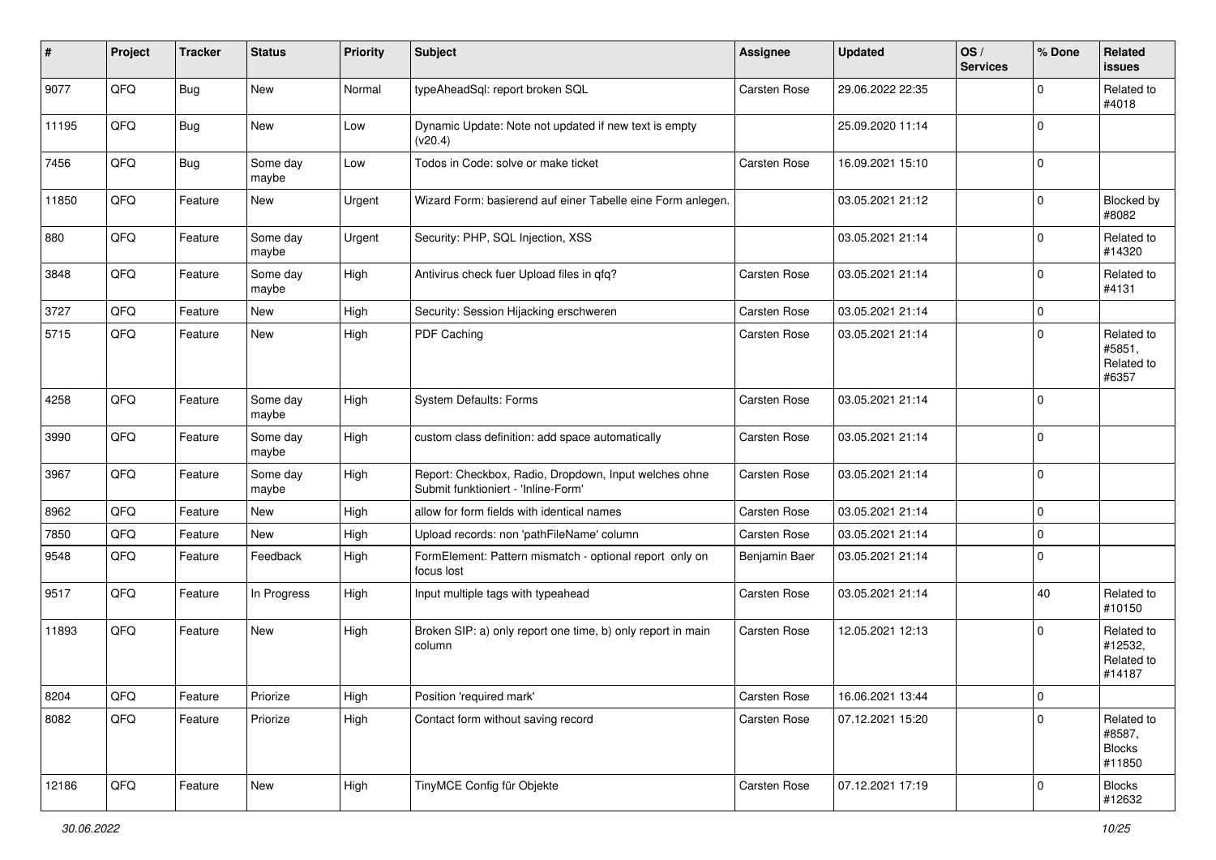| # | Project | Tracker | Status | Priority | Subject | Assignee | Updated | OS / Services | % Done | Related issues |
|---|---|---|---|---|---|---|---|---|---|---|
| 9077 | QFQ | Bug | New | Normal | typeAheadSql: report broken SQL | Carsten Rose | 29.06.2022 22:35 | | 0 | Related to #4018 |
| 11195 | QFQ | Bug | New | Low | Dynamic Update: Note not updated if new text is empty (v20.4) | | 25.09.2020 11:14 | | 0 | |
| 7456 | QFQ | Bug | Some day maybe | Low | Todos in Code: solve or make ticket | Carsten Rose | 16.09.2021 15:10 | | 0 | |
| 11850 | QFQ | Feature | New | Urgent | Wizard Form: basierend auf einer Tabelle eine Form anlegen. | | 03.05.2021 21:12 | | 0 | Blocked by #8082 |
| 880 | QFQ | Feature | Some day maybe | Urgent | Security: PHP, SQL Injection, XSS | | 03.05.2021 21:14 | | 0 | Related to #14320 |
| 3848 | QFQ | Feature | Some day maybe | High | Antivirus check fuer Upload files in qfq? | Carsten Rose | 03.05.2021 21:14 | | 0 | Related to #4131 |
| 3727 | QFQ | Feature | New | High | Security: Session Hijacking erschweren | Carsten Rose | 03.05.2021 21:14 | | 0 | |
| 5715 | QFQ | Feature | New | High | PDF Caching | Carsten Rose | 03.05.2021 21:14 | | 0 | Related to #5851, Related to #6357 |
| 4258 | QFQ | Feature | Some day maybe | High | System Defaults: Forms | Carsten Rose | 03.05.2021 21:14 | | 0 | |
| 3990 | QFQ | Feature | Some day maybe | High | custom class definition: add space automatically | Carsten Rose | 03.05.2021 21:14 | | 0 | |
| 3967 | QFQ | Feature | Some day maybe | High | Report: Checkbox, Radio, Dropdown, Input welches ohne Submit funktioniert - 'Inline-Form' | Carsten Rose | 03.05.2021 21:14 | | 0 | |
| 8962 | QFQ | Feature | New | High | allow for form fields with identical names | Carsten Rose | 03.05.2021 21:14 | | 0 | |
| 7850 | QFQ | Feature | New | High | Upload records: non 'pathFileName' column | Carsten Rose | 03.05.2021 21:14 | | 0 | |
| 9548 | QFQ | Feature | Feedback | High | FormElement: Pattern mismatch - optional report only on focus lost | Benjamin Baer | 03.05.2021 21:14 | | 0 | |
| 9517 | QFQ | Feature | In Progress | High | Input multiple tags with typeahead | Carsten Rose | 03.05.2021 21:14 | | 40 | Related to #10150 |
| 11893 | QFQ | Feature | New | High | Broken SIP: a) only report one time, b) only report in main column | Carsten Rose | 12.05.2021 12:13 | | 0 | Related to #12532, Related to #14187 |
| 8204 | QFQ | Feature | Priorize | High | Position 'required mark' | Carsten Rose | 16.06.2021 13:44 | | 0 | |
| 8082 | QFQ | Feature | Priorize | High | Contact form without saving record | Carsten Rose | 07.12.2021 15:20 | | 0 | Related to #8587, Blocks #11850 |
| 12186 | QFQ | Feature | New | High | TinyMCE Config für Objekte | Carsten Rose | 07.12.2021 17:19 | | 0 | Blocks #12632 |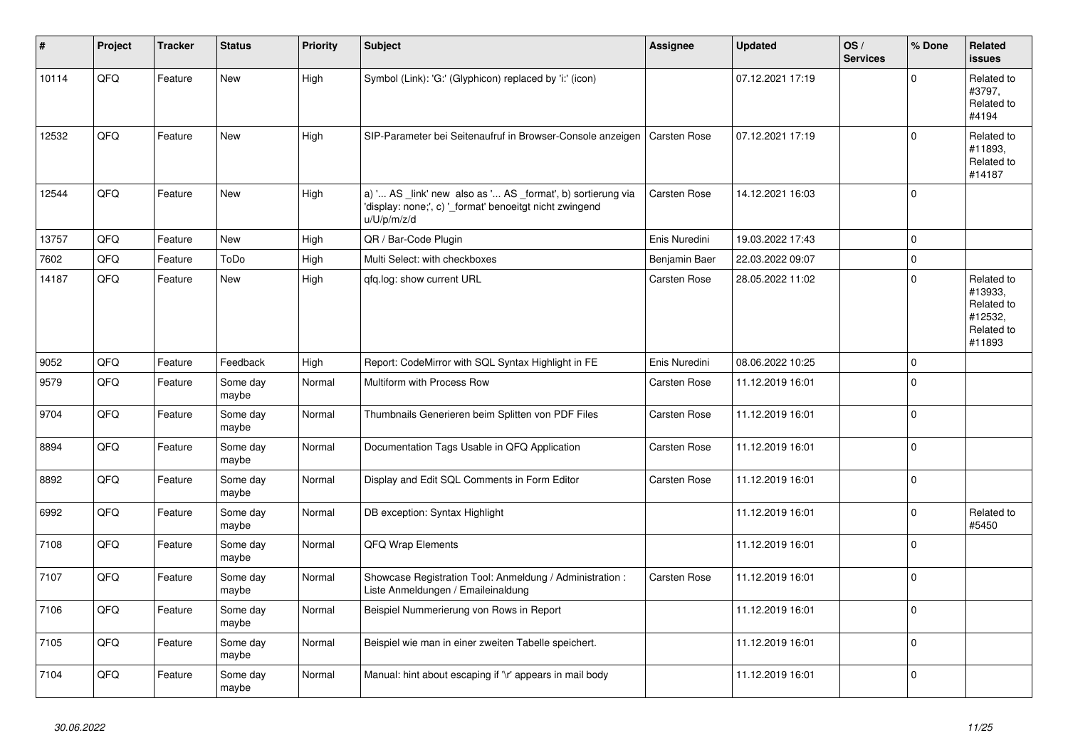| # | Project | Tracker | Status | Priority | Subject | Assignee | Updated | OS / Services | % Done | Related issues |
|---|---|---|---|---|---|---|---|---|---|---|
| 10114 | QFQ | Feature | New | High | Symbol (Link): 'G:' (Glyphicon) replaced by 'i:' (icon) | | 07.12.2021 17:19 | | 0 | Related to #3797, Related to #4194 |
| 12532 | QFQ | Feature | New | High | SIP-Parameter bei Seitenaufruf in Browser-Console anzeigen | Carsten Rose | 07.12.2021 17:19 | | 0 | Related to #11893, Related to #14187 |
| 12544 | QFQ | Feature | New | High | a) '... AS _link' new also as '... AS _format', b) sortierung via 'display: none;', c) '_format' benoeitgt nicht zwingend u/U/p/m/z/d | Carsten Rose | 14.12.2021 16:03 | | 0 | |
| 13757 | QFQ | Feature | New | High | QR / Bar-Code Plugin | Enis Nuredini | 19.03.2022 17:43 | | 0 | |
| 7602 | QFQ | Feature | ToDo | High | Multi Select: with checkboxes | Benjamin Baer | 22.03.2022 09:07 | | 0 | |
| 14187 | QFQ | Feature | New | High | qfq.log: show current URL | Carsten Rose | 28.05.2022 11:02 | | 0 | Related to #13933, Related to #12532, Related to #11893 |
| 9052 | QFQ | Feature | Feedback | High | Report: CodeMirror with SQL Syntax Highlight in FE | Enis Nuredini | 08.06.2022 10:25 | | 0 | |
| 9579 | QFQ | Feature | Some day maybe | Normal | Multiform with Process Row | Carsten Rose | 11.12.2019 16:01 | | 0 | |
| 9704 | QFQ | Feature | Some day maybe | Normal | Thumbnails Generieren beim Splitten von PDF Files | Carsten Rose | 11.12.2019 16:01 | | 0 | |
| 8894 | QFQ | Feature | Some day maybe | Normal | Documentation Tags Usable in QFQ Application | Carsten Rose | 11.12.2019 16:01 | | 0 | |
| 8892 | QFQ | Feature | Some day maybe | Normal | Display and Edit SQL Comments in Form Editor | Carsten Rose | 11.12.2019 16:01 | | 0 | |
| 6992 | QFQ | Feature | Some day maybe | Normal | DB exception: Syntax Highlight | | 11.12.2019 16:01 | | 0 | Related to #5450 |
| 7108 | QFQ | Feature | Some day maybe | Normal | QFQ Wrap Elements | | 11.12.2019 16:01 | | 0 | |
| 7107 | QFQ | Feature | Some day maybe | Normal | Showcase Registration Tool: Anmeldung / Administration : Liste Anmeldungen / Emaileinaldung | Carsten Rose | 11.12.2019 16:01 | | 0 | |
| 7106 | QFQ | Feature | Some day maybe | Normal | Beispiel Nummerierung von Rows in Report | | 11.12.2019 16:01 | | 0 | |
| 7105 | QFQ | Feature | Some day maybe | Normal | Beispiel wie man in einer zweiten Tabelle speichert. | | 11.12.2019 16:01 | | 0 | |
| 7104 | QFQ | Feature | Some day maybe | Normal | Manual: hint about escaping if '\r' appears in mail body | | 11.12.2019 16:01 | | 0 | |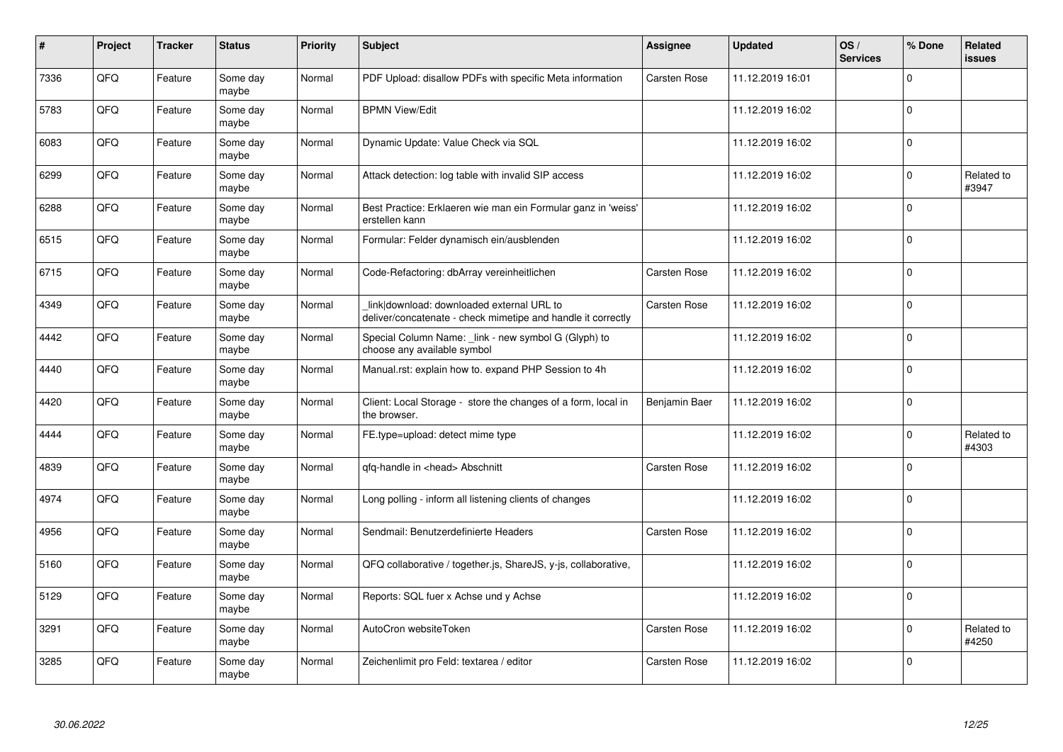| # | Project | Tracker | Status | Priority | Subject | Assignee | Updated | OS / Services | % Done | Related issues |
|---|---|---|---|---|---|---|---|---|---|---|
| 7336 | QFQ | Feature | Some day maybe | Normal | PDF Upload: disallow PDFs with specific Meta information | Carsten Rose | 11.12.2019 16:01 | | 0 | |
| 5783 | QFQ | Feature | Some day maybe | Normal | BPMN View/Edit | | 11.12.2019 16:02 | | 0 | |
| 6083 | QFQ | Feature | Some day maybe | Normal | Dynamic Update: Value Check via SQL | | 11.12.2019 16:02 | | 0 | |
| 6299 | QFQ | Feature | Some day maybe | Normal | Attack detection: log table with invalid SIP access | | 11.12.2019 16:02 | | 0 | Related to #3947 |
| 6288 | QFQ | Feature | Some day maybe | Normal | Best Practice: Erklaeren wie man ein Formular ganz in 'weiss' erstellen kann | | 11.12.2019 16:02 | | 0 | |
| 6515 | QFQ | Feature | Some day maybe | Normal | Formular: Felder dynamisch ein/ausblenden | | 11.12.2019 16:02 | | 0 | |
| 6715 | QFQ | Feature | Some day maybe | Normal | Code-Refactoring: dbArray vereinheitlichen | Carsten Rose | 11.12.2019 16:02 | | 0 | |
| 4349 | QFQ | Feature | Some day maybe | Normal | _link\|download: downloaded external URL to deliver/concatenate - check mimetipe and handle it correctly | Carsten Rose | 11.12.2019 16:02 | | 0 | |
| 4442 | QFQ | Feature | Some day maybe | Normal | Special Column Name: _link - new symbol G (Glyph) to choose any available symbol | | 11.12.2019 16:02 | | 0 | |
| 4440 | QFQ | Feature | Some day maybe | Normal | Manual.rst: explain how to. expand PHP Session to 4h | | 11.12.2019 16:02 | | 0 | |
| 4420 | QFQ | Feature | Some day maybe | Normal | Client: Local Storage - store the changes of a form, local in the browser. | Benjamin Baer | 11.12.2019 16:02 | | 0 | |
| 4444 | QFQ | Feature | Some day maybe | Normal | FE.type=upload: detect mime type | | 11.12.2019 16:02 | | 0 | Related to #4303 |
| 4839 | QFQ | Feature | Some day maybe | Normal | qfq-handle in <head> Abschnitt | Carsten Rose | 11.12.2019 16:02 | | 0 | |
| 4974 | QFQ | Feature | Some day maybe | Normal | Long polling - inform all listening clients of changes | | 11.12.2019 16:02 | | 0 | |
| 4956 | QFQ | Feature | Some day maybe | Normal | Sendmail: Benutzerdefinierte Headers | Carsten Rose | 11.12.2019 16:02 | | 0 | |
| 5160 | QFQ | Feature | Some day maybe | Normal | QFQ collaborative / together.js, ShareJS, y-js, collaborative, | | 11.12.2019 16:02 | | 0 | |
| 5129 | QFQ | Feature | Some day maybe | Normal | Reports: SQL fuer x Achse und y Achse | | 11.12.2019 16:02 | | 0 | |
| 3291 | QFQ | Feature | Some day maybe | Normal | AutoCron websiteToken | Carsten Rose | 11.12.2019 16:02 | | 0 | Related to #4250 |
| 3285 | QFQ | Feature | Some day maybe | Normal | Zeichenlimit pro Feld: textarea / editor | Carsten Rose | 11.12.2019 16:02 | | 0 | |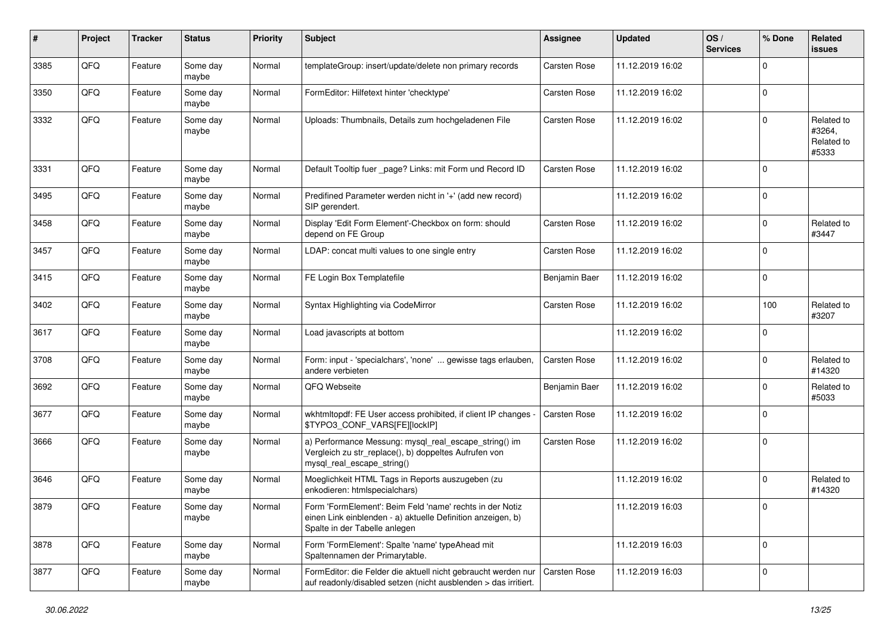| # | Project | Tracker | Status | Priority | Subject | Assignee | Updated | OS / Services | % Done | Related issues |
|---|---|---|---|---|---|---|---|---|---|---|
| 3385 | QFQ | Feature | Some day maybe | Normal | templateGroup: insert/update/delete non primary records | Carsten Rose | 11.12.2019 16:02 | | 0 | |
| 3350 | QFQ | Feature | Some day maybe | Normal | FormEditor: Hilfetext hinter 'checktype' | Carsten Rose | 11.12.2019 16:02 | | 0 | |
| 3332 | QFQ | Feature | Some day maybe | Normal | Uploads: Thumbnails, Details zum hochgeladenen File | Carsten Rose | 11.12.2019 16:02 | | 0 | Related to #3264, Related to #5333 |
| 3331 | QFQ | Feature | Some day maybe | Normal | Default Tooltip fuer _page? Links: mit Form und Record ID | Carsten Rose | 11.12.2019 16:02 | | 0 | |
| 3495 | QFQ | Feature | Some day maybe | Normal | Predifined Parameter werden nicht in '+' (add new record) SIP gerendert. | | 11.12.2019 16:02 | | 0 | |
| 3458 | QFQ | Feature | Some day maybe | Normal | Display 'Edit Form Element'-Checkbox on form: should depend on FE Group | Carsten Rose | 11.12.2019 16:02 | | 0 | Related to #3447 |
| 3457 | QFQ | Feature | Some day maybe | Normal | LDAP: concat multi values to one single entry | Carsten Rose | 11.12.2019 16:02 | | 0 | |
| 3415 | QFQ | Feature | Some day maybe | Normal | FE Login Box Templatefile | Benjamin Baer | 11.12.2019 16:02 | | 0 | |
| 3402 | QFQ | Feature | Some day maybe | Normal | Syntax Highlighting via CodeMirror | Carsten Rose | 11.12.2019 16:02 | | 100 | Related to #3207 |
| 3617 | QFQ | Feature | Some day maybe | Normal | Load javascripts at bottom | | 11.12.2019 16:02 | | 0 | |
| 3708 | QFQ | Feature | Some day maybe | Normal | Form: input - 'specialchars', 'none' ... gewisse tags erlauben, andere verbieten | Carsten Rose | 11.12.2019 16:02 | | 0 | Related to #14320 |
| 3692 | QFQ | Feature | Some day maybe | Normal | QFQ Webseite | Benjamin Baer | 11.12.2019 16:02 | | 0 | Related to #5033 |
| 3677 | QFQ | Feature | Some day maybe | Normal | wkhtmltopdf: FE User access prohibited, if client IP changes - $TYPO3_CONF_VARS[FE][lockIP] | Carsten Rose | 11.12.2019 16:02 | | 0 | |
| 3666 | QFQ | Feature | Some day maybe | Normal | a) Performance Messung: mysql_real_escape_string() im Vergleich zu str_replace(), b) doppeltes Aufrufen von mysql_real_escape_string() | Carsten Rose | 11.12.2019 16:02 | | 0 | |
| 3646 | QFQ | Feature | Some day maybe | Normal | Moeglichkeit HTML Tags in Reports auszugeben (zu enkodieren: htmlspecialchars) | | 11.12.2019 16:02 | | 0 | Related to #14320 |
| 3879 | QFQ | Feature | Some day maybe | Normal | Form 'FormElement': Beim Feld 'name' rechts in der Notiz einen Link einblenden - a) aktuelle Definition anzeigen, b) Spalte in der Tabelle anlegen | | 11.12.2019 16:03 | | 0 | |
| 3878 | QFQ | Feature | Some day maybe | Normal | Form 'FormElement': Spalte 'name' typeAhead mit Spaltennamen der Primarytable. | | 11.12.2019 16:03 | | 0 | |
| 3877 | QFQ | Feature | Some day maybe | Normal | FormEditor: die Felder die aktuell nicht gebraucht werden nur auf readonly/disabled setzen (nicht ausblenden > das irritiert. | Carsten Rose | 11.12.2019 16:03 | | 0 | |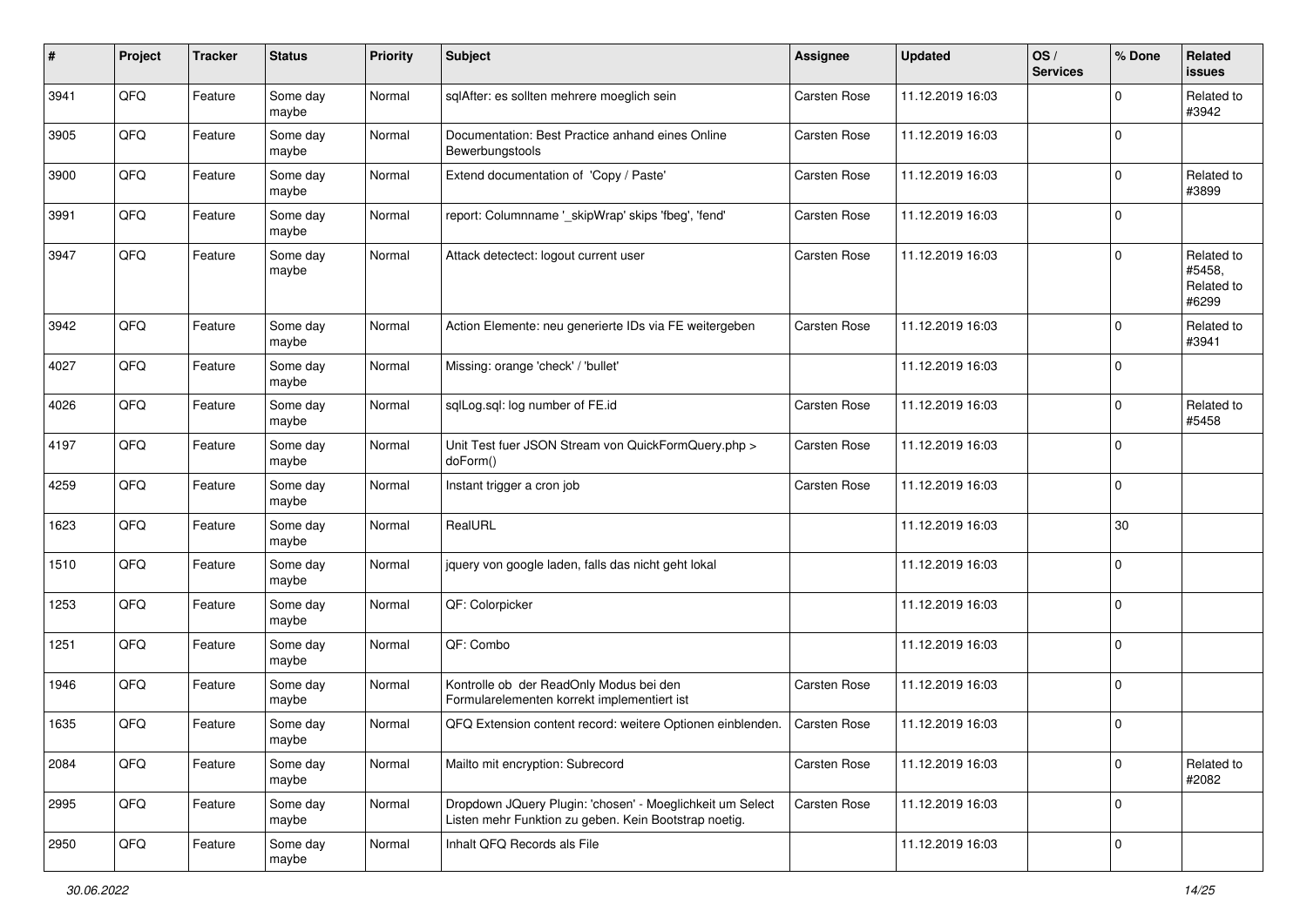| # | Project | Tracker | Status | Priority | Subject | Assignee | Updated | OS / Services | % Done | Related issues |
|---|---|---|---|---|---|---|---|---|---|---|
| 3941 | QFQ | Feature | Some day maybe | Normal | sqlAfter: es sollten mehrere moeglich sein | Carsten Rose | 11.12.2019 16:03 | | 0 | Related to #3942 |
| 3905 | QFQ | Feature | Some day maybe | Normal | Documentation: Best Practice anhand eines Online Bewerbungstools | Carsten Rose | 11.12.2019 16:03 | | 0 | |
| 3900 | QFQ | Feature | Some day maybe | Normal | Extend documentation of 'Copy / Paste' | Carsten Rose | 11.12.2019 16:03 | | 0 | Related to #3899 |
| 3991 | QFQ | Feature | Some day maybe | Normal | report: Columnname '_skipWrap' skips 'fbeg', 'fend' | Carsten Rose | 11.12.2019 16:03 | | 0 | |
| 3947 | QFQ | Feature | Some day maybe | Normal | Attack detectect: logout current user | Carsten Rose | 11.12.2019 16:03 | | 0 | Related to #5458, Related to #6299 |
| 3942 | QFQ | Feature | Some day maybe | Normal | Action Elemente: neu generierte IDs via FE weitergeben | Carsten Rose | 11.12.2019 16:03 | | 0 | Related to #3941 |
| 4027 | QFQ | Feature | Some day maybe | Normal | Missing: orange 'check' / 'bullet' | | 11.12.2019 16:03 | | 0 | |
| 4026 | QFQ | Feature | Some day maybe | Normal | sqlLog.sql: log number of FE.id | Carsten Rose | 11.12.2019 16:03 | | 0 | Related to #5458 |
| 4197 | QFQ | Feature | Some day maybe | Normal | Unit Test fuer JSON Stream von QuickFormQuery.php > doForm() | Carsten Rose | 11.12.2019 16:03 | | 0 | |
| 4259 | QFQ | Feature | Some day maybe | Normal | Instant trigger a cron job | Carsten Rose | 11.12.2019 16:03 | | 0 | |
| 1623 | QFQ | Feature | Some day maybe | Normal | RealURL | | 11.12.2019 16:03 | | 30 | |
| 1510 | QFQ | Feature | Some day maybe | Normal | jquery von google laden, falls das nicht geht lokal | | 11.12.2019 16:03 | | 0 | |
| 1253 | QFQ | Feature | Some day maybe | Normal | QF: Colorpicker | | 11.12.2019 16:03 | | 0 | |
| 1251 | QFQ | Feature | Some day maybe | Normal | QF: Combo | | 11.12.2019 16:03 | | 0 | |
| 1946 | QFQ | Feature | Some day maybe | Normal | Kontrolle ob der ReadOnly Modus bei den Formularelementen korrekt implementiert ist | Carsten Rose | 11.12.2019 16:03 | | 0 | |
| 1635 | QFQ | Feature | Some day maybe | Normal | QFQ Extension content record: weitere Optionen einblenden. | Carsten Rose | 11.12.2019 16:03 | | 0 | |
| 2084 | QFQ | Feature | Some day maybe | Normal | Mailto mit encryption: Subrecord | Carsten Rose | 11.12.2019 16:03 | | 0 | Related to #2082 |
| 2995 | QFQ | Feature | Some day maybe | Normal | Dropdown JQuery Plugin: 'chosen' - Moeglichkeit um Select Listen mehr Funktion zu geben. Kein Bootstrap noetig. | Carsten Rose | 11.12.2019 16:03 | | 0 | |
| 2950 | QFQ | Feature | Some day maybe | Normal | Inhalt QFQ Records als File | | 11.12.2019 16:03 | | 0 | |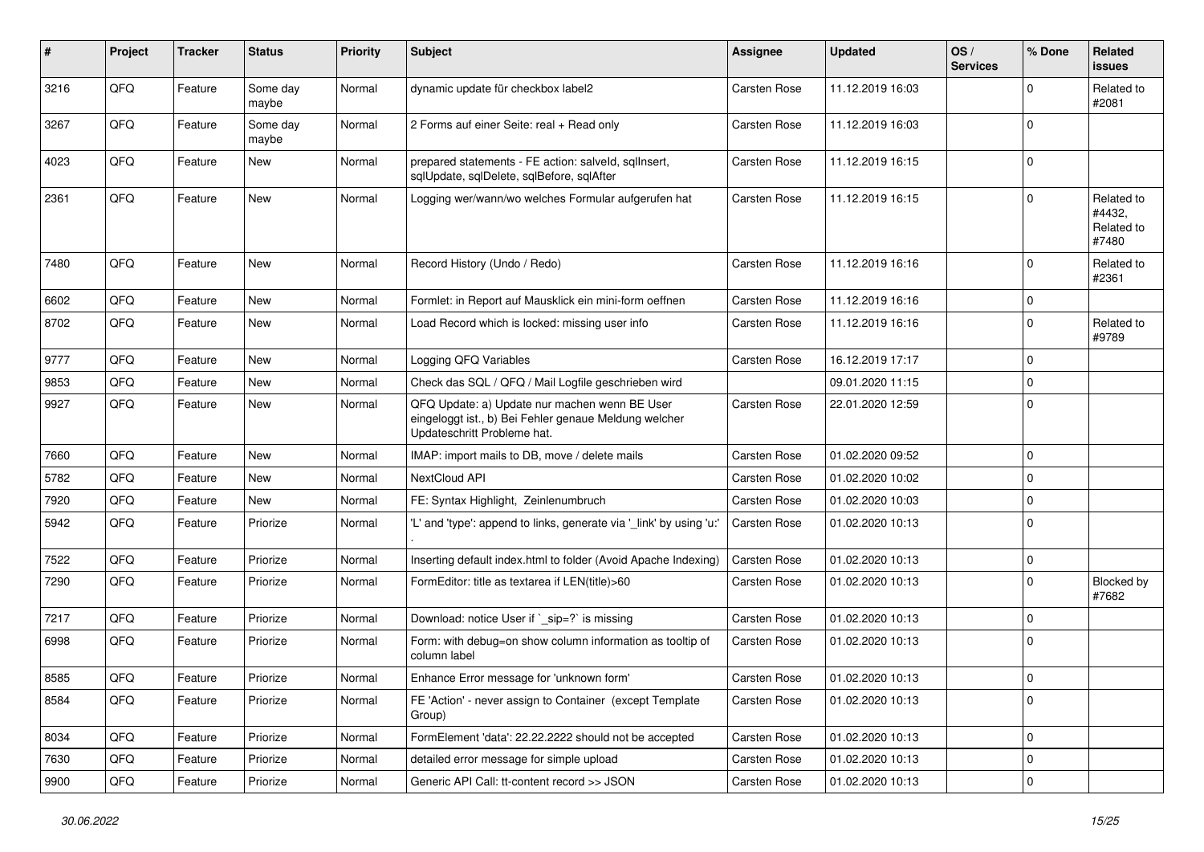| # | Project | Tracker | Status | Priority | Subject | Assignee | Updated | OS / Services | % Done | Related issues |
|---|---|---|---|---|---|---|---|---|---|---|
| 3216 | QFQ | Feature | Some day maybe | Normal | dynamic update für checkbox label2 | Carsten Rose | 11.12.2019 16:03 | | 0 | Related to #2081 |
| 3267 | QFQ | Feature | Some day maybe | Normal | 2 Forms auf einer Seite: real + Read only | Carsten Rose | 11.12.2019 16:03 | | 0 | |
| 4023 | QFQ | Feature | New | Normal | prepared statements - FE action: salveId, sqlInsert, sqlUpdate, sqlDelete, sqlBefore, sqlAfter | Carsten Rose | 11.12.2019 16:15 | | 0 | |
| 2361 | QFQ | Feature | New | Normal | Logging wer/wann/wo welches Formular aufgerufen hat | Carsten Rose | 11.12.2019 16:15 | | 0 | Related to #4432, Related to #7480 |
| 7480 | QFQ | Feature | New | Normal | Record History (Undo / Redo) | Carsten Rose | 11.12.2019 16:16 | | 0 | Related to #2361 |
| 6602 | QFQ | Feature | New | Normal | Formlet: in Report auf Mausklick ein mini-form oeffnen | Carsten Rose | 11.12.2019 16:16 | | 0 | |
| 8702 | QFQ | Feature | New | Normal | Load Record which is locked: missing user info | Carsten Rose | 11.12.2019 16:16 | | 0 | Related to #9789 |
| 9777 | QFQ | Feature | New | Normal | Logging QFQ Variables | Carsten Rose | 16.12.2019 17:17 | | 0 | |
| 9853 | QFQ | Feature | New | Normal | Check das SQL / QFQ / Mail Logfile geschrieben wird | | 09.01.2020 11:15 | | 0 | |
| 9927 | QFQ | Feature | New | Normal | QFQ Update: a) Update nur machen wenn BE User eingeloggt ist., b) Bei Fehler genaue Meldung welcher Updateschritt Probleme hat. | Carsten Rose | 22.01.2020 12:59 | | 0 | |
| 7660 | QFQ | Feature | New | Normal | IMAP: import mails to DB, move / delete mails | Carsten Rose | 01.02.2020 09:52 | | 0 | |
| 5782 | QFQ | Feature | New | Normal | NextCloud API | Carsten Rose | 01.02.2020 10:02 | | 0 | |
| 7920 | QFQ | Feature | New | Normal | FE: Syntax Highlight, Zeinlenumbruch | Carsten Rose | 01.02.2020 10:03 | | 0 | |
| 5942 | QFQ | Feature | Priorize | Normal | 'L' and 'type': append to links, generate via '_link' by using 'u:' . | Carsten Rose | 01.02.2020 10:13 | | 0 | |
| 7522 | QFQ | Feature | Priorize | Normal | Inserting default index.html to folder (Avoid Apache Indexing) | Carsten Rose | 01.02.2020 10:13 | | 0 | |
| 7290 | QFQ | Feature | Priorize | Normal | FormEditor: title as textarea if LEN(title)>60 | Carsten Rose | 01.02.2020 10:13 | | 0 | Blocked by #7682 |
| 7217 | QFQ | Feature | Priorize | Normal | Download: notice User if `_sip=?` is missing | Carsten Rose | 01.02.2020 10:13 | | 0 | |
| 6998 | QFQ | Feature | Priorize | Normal | Form: with debug=on show column information as tooltip of column label | Carsten Rose | 01.02.2020 10:13 | | 0 | |
| 8585 | QFQ | Feature | Priorize | Normal | Enhance Error message for 'unknown form' | Carsten Rose | 01.02.2020 10:13 | | 0 | |
| 8584 | QFQ | Feature | Priorize | Normal | FE 'Action' - never assign to Container (except Template Group) | Carsten Rose | 01.02.2020 10:13 | | 0 | |
| 8034 | QFQ | Feature | Priorize | Normal | FormElement 'data': 22.22.2222 should not be accepted | Carsten Rose | 01.02.2020 10:13 | | 0 | |
| 7630 | QFQ | Feature | Priorize | Normal | detailed error message for simple upload | Carsten Rose | 01.02.2020 10:13 | | 0 | |
| 9900 | QFQ | Feature | Priorize | Normal | Generic API Call: tt-content record >> JSON | Carsten Rose | 01.02.2020 10:13 | | 0 | |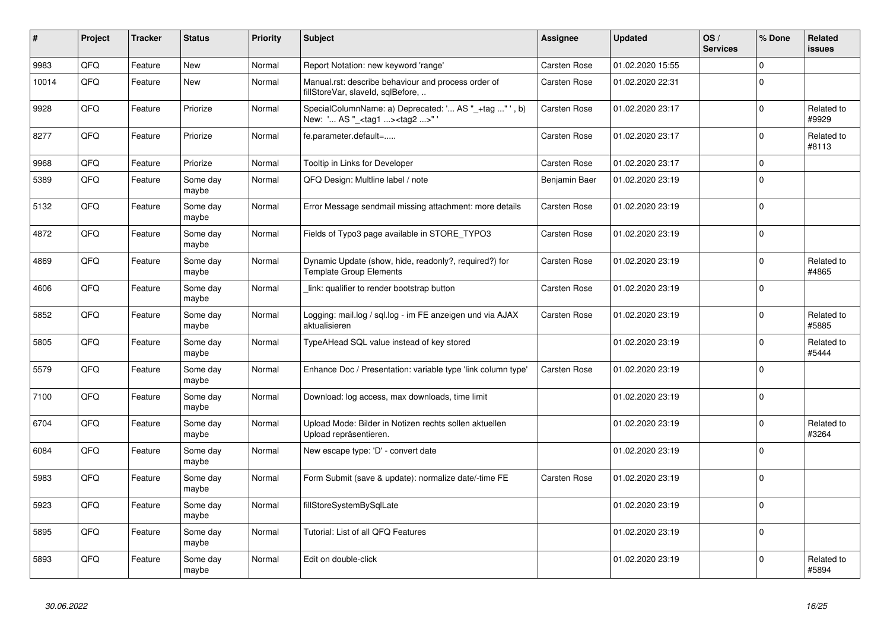| # | Project | Tracker | Status | Priority | Subject | Assignee | Updated | OS / Services | % Done | Related issues |
|---|---|---|---|---|---|---|---|---|---|---|
| 9983 | QFQ | Feature | New | Normal | Report Notation: new keyword 'range' | Carsten Rose | 01.02.2020 15:55 | | 0 | |
| 10014 | QFQ | Feature | New | Normal | Manual.rst: describe behaviour and process order of fillStoreVar, slaveId, sqlBefore, .. | Carsten Rose | 01.02.2020 22:31 | | 0 | |
| 9928 | QFQ | Feature | Priorize | Normal | SpecialColumnName: a) Deprecated: '... AS "_+tag ..." ', b) New: '... AS "_<tag1 ...><tag2 ...>" ' | Carsten Rose | 01.02.2020 23:17 | | 0 | Related to #9929 |
| 8277 | QFQ | Feature | Priorize | Normal | fe.parameter.default=..... | Carsten Rose | 01.02.2020 23:17 | | 0 | Related to #8113 |
| 9968 | QFQ | Feature | Priorize | Normal | Tooltip in Links for Developer | Carsten Rose | 01.02.2020 23:17 | | 0 | |
| 5389 | QFQ | Feature | Some day maybe | Normal | QFQ Design: Multline label / note | Benjamin Baer | 01.02.2020 23:19 | | 0 | |
| 5132 | QFQ | Feature | Some day maybe | Normal | Error Message sendmail missing attachment: more details | Carsten Rose | 01.02.2020 23:19 | | 0 | |
| 4872 | QFQ | Feature | Some day maybe | Normal | Fields of Typo3 page available in STORE_TYPO3 | Carsten Rose | 01.02.2020 23:19 | | 0 | |
| 4869 | QFQ | Feature | Some day maybe | Normal | Dynamic Update (show, hide, readonly?, required?) for Template Group Elements | Carsten Rose | 01.02.2020 23:19 | | 0 | Related to #4865 |
| 4606 | QFQ | Feature | Some day maybe | Normal | _link: qualifier to render bootstrap button | Carsten Rose | 01.02.2020 23:19 | | 0 | |
| 5852 | QFQ | Feature | Some day maybe | Normal | Logging: mail.log / sql.log - im FE anzeigen und via AJAX aktualisieren | Carsten Rose | 01.02.2020 23:19 | | 0 | Related to #5885 |
| 5805 | QFQ | Feature | Some day maybe | Normal | TypeAHead SQL value instead of key stored | | 01.02.2020 23:19 | | 0 | Related to #5444 |
| 5579 | QFQ | Feature | Some day maybe | Normal | Enhance Doc / Presentation: variable type 'link column type' | Carsten Rose | 01.02.2020 23:19 | | 0 | |
| 7100 | QFQ | Feature | Some day maybe | Normal | Download: log access, max downloads, time limit | | 01.02.2020 23:19 | | 0 | |
| 6704 | QFQ | Feature | Some day maybe | Normal | Upload Mode: Bilder in Notizen rechts sollen aktuellen Upload repräsentieren. | | 01.02.2020 23:19 | | 0 | Related to #3264 |
| 6084 | QFQ | Feature | Some day maybe | Normal | New escape type: 'D' - convert date | | 01.02.2020 23:19 | | 0 | |
| 5983 | QFQ | Feature | Some day maybe | Normal | Form Submit (save & update): normalize date/-time FE | Carsten Rose | 01.02.2020 23:19 | | 0 | |
| 5923 | QFQ | Feature | Some day maybe | Normal | fillStoreSystemBySqlLate | | 01.02.2020 23:19 | | 0 | |
| 5895 | QFQ | Feature | Some day maybe | Normal | Tutorial: List of all QFQ Features | | 01.02.2020 23:19 | | 0 | |
| 5893 | QFQ | Feature | Some day maybe | Normal | Edit on double-click | | 01.02.2020 23:19 | | 0 | Related to #5894 |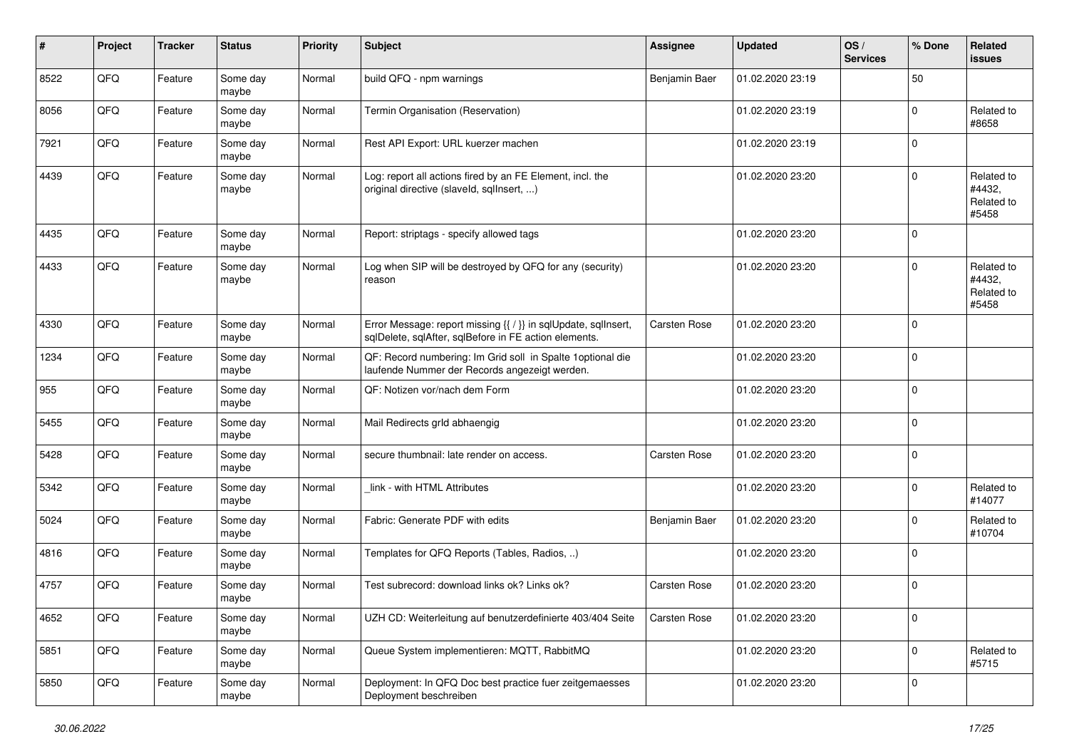| # | Project | Tracker | Status | Priority | Subject | Assignee | Updated | OS / Services | % Done | Related issues |
|---|---|---|---|---|---|---|---|---|---|---|
| 8522 | QFQ | Feature | Some day maybe | Normal | build QFQ - npm warnings | Benjamin Baer | 01.02.2020 23:19 | | 50 | |
| 8056 | QFQ | Feature | Some day maybe | Normal | Termin Organisation (Reservation) | | 01.02.2020 23:19 | | 0 | Related to #8658 |
| 7921 | QFQ | Feature | Some day maybe | Normal | Rest API Export: URL kuerzer machen | | 01.02.2020 23:19 | | 0 | |
| 4439 | QFQ | Feature | Some day maybe | Normal | Log: report all actions fired by an FE Element, incl. the original directive (slaveld, sqlInsert, ...) | | 01.02.2020 23:20 | | 0 | Related to #4432, Related to #5458 |
| 4435 | QFQ | Feature | Some day maybe | Normal | Report: striptags - specify allowed tags | | 01.02.2020 23:20 | | 0 | |
| 4433 | QFQ | Feature | Some day maybe | Normal | Log when SIP will be destroyed by QFQ for any (security) reason | | 01.02.2020 23:20 | | 0 | Related to #4432, Related to #5458 |
| 4330 | QFQ | Feature | Some day maybe | Normal | Error Message: report missing {{ / }} in sqlUpdate, sqlInsert, sqlDelete, sqlAfter, sqlBefore in FE action elements. | Carsten Rose | 01.02.2020 23:20 | | 0 | |
| 1234 | QFQ | Feature | Some day maybe | Normal | QF: Record numbering: Im Grid soll in Spalte 1optional die laufende Nummer der Records angezeigt werden. | | 01.02.2020 23:20 | | 0 | |
| 955 | QFQ | Feature | Some day maybe | Normal | QF: Notizen vor/nach dem Form | | 01.02.2020 23:20 | | 0 | |
| 5455 | QFQ | Feature | Some day maybe | Normal | Mail Redirects grId abhaengig | | 01.02.2020 23:20 | | 0 | |
| 5428 | QFQ | Feature | Some day maybe | Normal | secure thumbnail: late render on access. | Carsten Rose | 01.02.2020 23:20 | | 0 | |
| 5342 | QFQ | Feature | Some day maybe | Normal | _link - with HTML Attributes | | 01.02.2020 23:20 | | 0 | Related to #14077 |
| 5024 | QFQ | Feature | Some day maybe | Normal | Fabric: Generate PDF with edits | Benjamin Baer | 01.02.2020 23:20 | | 0 | Related to #10704 |
| 4816 | QFQ | Feature | Some day maybe | Normal | Templates for QFQ Reports (Tables, Radios, ..) | | 01.02.2020 23:20 | | 0 | |
| 4757 | QFQ | Feature | Some day maybe | Normal | Test subrecord: download links ok? Links ok? | Carsten Rose | 01.02.2020 23:20 | | 0 | |
| 4652 | QFQ | Feature | Some day maybe | Normal | UZH CD: Weiterleitung auf benutzerdefinierte 403/404 Seite | Carsten Rose | 01.02.2020 23:20 | | 0 | |
| 5851 | QFQ | Feature | Some day maybe | Normal | Queue System implementieren: MQTT, RabbitMQ | | 01.02.2020 23:20 | | 0 | Related to #5715 |
| 5850 | QFQ | Feature | Some day maybe | Normal | Deployment: In QFQ Doc best practice fuer zeitgemaesses Deployment beschreiben | | 01.02.2020 23:20 | | 0 | |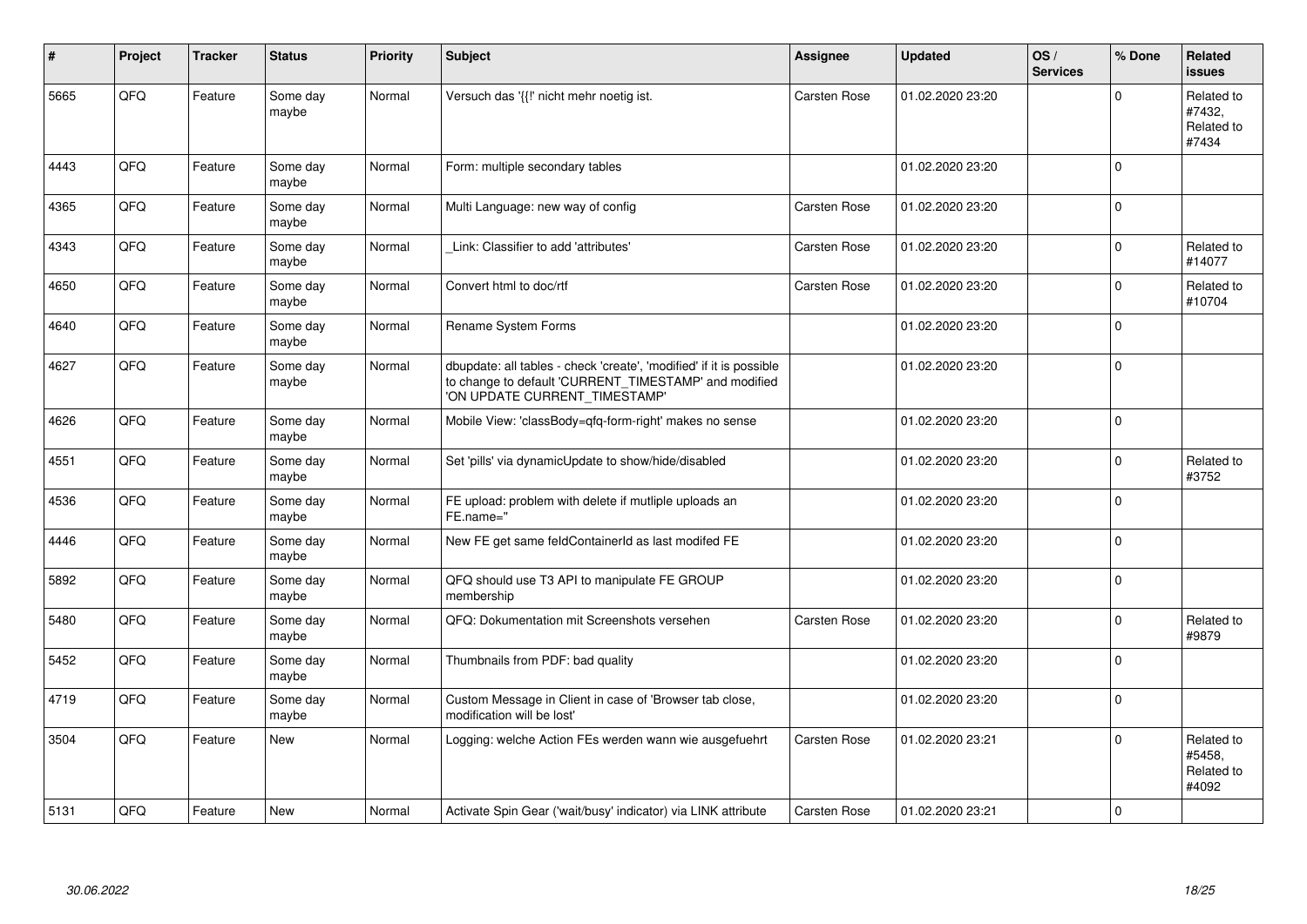| # | Project | Tracker | Status | Priority | Subject | Assignee | Updated | OS / Services | % Done | Related issues |
|---|---|---|---|---|---|---|---|---|---|---|
| 5665 | QFQ | Feature | Some day maybe | Normal | Versuch das '{{!' nicht mehr noetig ist. | Carsten Rose | 01.02.2020 23:20 | | 0 | Related to #7432, Related to #7434 |
| 4443 | QFQ | Feature | Some day maybe | Normal | Form: multiple secondary tables | | 01.02.2020 23:20 | | 0 | |
| 4365 | QFQ | Feature | Some day maybe | Normal | Multi Language: new way of config | Carsten Rose | 01.02.2020 23:20 | | 0 | |
| 4343 | QFQ | Feature | Some day maybe | Normal | _Link: Classifier to add 'attributes' | Carsten Rose | 01.02.2020 23:20 | | 0 | Related to #14077 |
| 4650 | QFQ | Feature | Some day maybe | Normal | Convert html to doc/rtf | Carsten Rose | 01.02.2020 23:20 | | 0 | Related to #10704 |
| 4640 | QFQ | Feature | Some day maybe | Normal | Rename System Forms | | 01.02.2020 23:20 | | 0 | |
| 4627 | QFQ | Feature | Some day maybe | Normal | dbupdate: all tables - check 'create', 'modified' if it is possible to change to default 'CURRENT_TIMESTAMP' and modified 'ON UPDATE CURRENT_TIMESTAMP' | | 01.02.2020 23:20 | | 0 | |
| 4626 | QFQ | Feature | Some day maybe | Normal | Mobile View: 'classBody=qfq-form-right' makes no sense | | 01.02.2020 23:20 | | 0 | |
| 4551 | QFQ | Feature | Some day maybe | Normal | Set 'pills' via dynamicUpdate to show/hide/disabled | | 01.02.2020 23:20 | | 0 | Related to #3752 |
| 4536 | QFQ | Feature | Some day maybe | Normal | FE upload: problem with delete if mutliple uploads an FE.name=" | | 01.02.2020 23:20 | | 0 | |
| 4446 | QFQ | Feature | Some day maybe | Normal | New FE get same feldContainerId as last modifed FE | | 01.02.2020 23:20 | | 0 | |
| 5892 | QFQ | Feature | Some day maybe | Normal | QFQ should use T3 API to manipulate FE GROUP membership | | 01.02.2020 23:20 | | 0 | |
| 5480 | QFQ | Feature | Some day maybe | Normal | QFQ: Dokumentation mit Screenshots versehen | Carsten Rose | 01.02.2020 23:20 | | 0 | Related to #9879 |
| 5452 | QFQ | Feature | Some day maybe | Normal | Thumbnails from PDF: bad quality | | 01.02.2020 23:20 | | 0 | |
| 4719 | QFQ | Feature | Some day maybe | Normal | Custom Message in Client in case of 'Browser tab close, modification will be lost' | | 01.02.2020 23:20 | | 0 | |
| 3504 | QFQ | Feature | New | Normal | Logging: welche Action FEs werden wann wie ausgefuehrt | Carsten Rose | 01.02.2020 23:21 | | 0 | Related to #5458, Related to #4092 |
| 5131 | QFQ | Feature | New | Normal | Activate Spin Gear ('wait/busy' indicator) via LINK attribute | Carsten Rose | 01.02.2020 23:21 | | 0 | |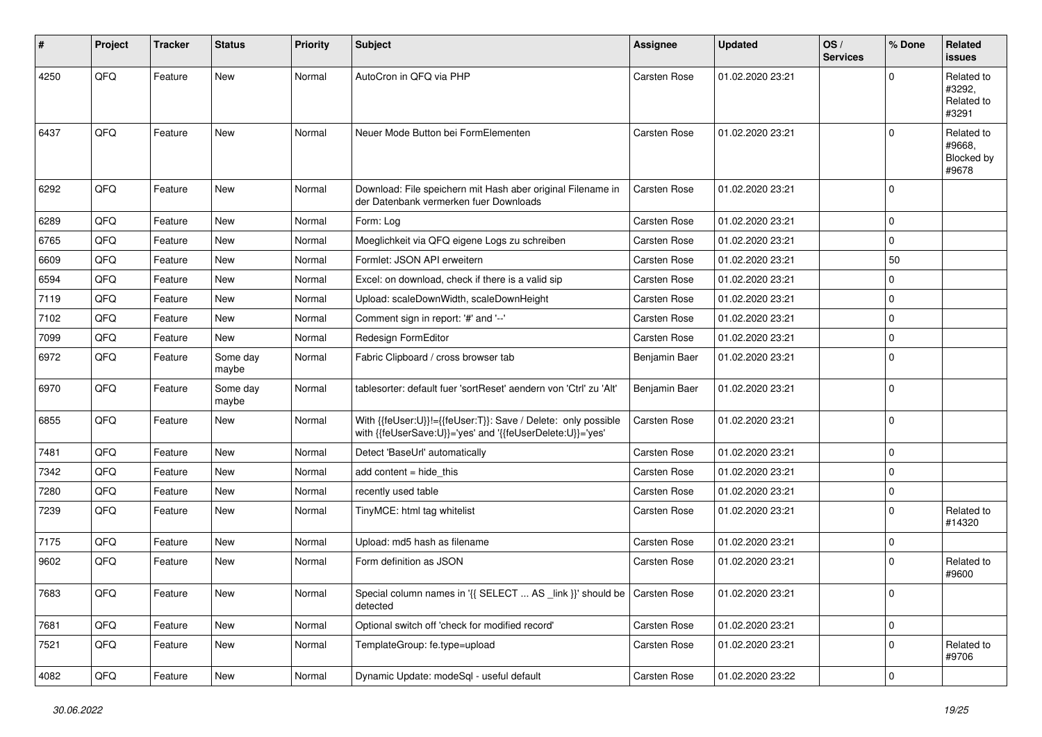| # | Project | Tracker | Status | Priority | Subject | Assignee | Updated | OS / Services | % Done | Related issues |
|---|---|---|---|---|---|---|---|---|---|---|
| 4250 | QFQ | Feature | New | Normal | AutoCron in QFQ via PHP | Carsten Rose | 01.02.2020 23:21 | | 0 | Related to #3292, Related to #3291 |
| 6437 | QFQ | Feature | New | Normal | Neuer Mode Button bei FormElementen | Carsten Rose | 01.02.2020 23:21 | | 0 | Related to #9668, Blocked by #9678 |
| 6292 | QFQ | Feature | New | Normal | Download: File speichern mit Hash aber original Filename in der Datenbank vermerken fuer Downloads | Carsten Rose | 01.02.2020 23:21 | | 0 | |
| 6289 | QFQ | Feature | New | Normal | Form: Log | Carsten Rose | 01.02.2020 23:21 | | 0 | |
| 6765 | QFQ | Feature | New | Normal | Moeglichkeit via QFQ eigene Logs zu schreiben | Carsten Rose | 01.02.2020 23:21 | | 0 | |
| 6609 | QFQ | Feature | New | Normal | Formlet: JSON API erweitern | Carsten Rose | 01.02.2020 23:21 | | 50 | |
| 6594 | QFQ | Feature | New | Normal | Excel: on download, check if there is a valid sip | Carsten Rose | 01.02.2020 23:21 | | 0 | |
| 7119 | QFQ | Feature | New | Normal | Upload: scaleDownWidth, scaleDownHeight | Carsten Rose | 01.02.2020 23:21 | | 0 | |
| 7102 | QFQ | Feature | New | Normal | Comment sign in report: '#' and '--' | Carsten Rose | 01.02.2020 23:21 | | 0 | |
| 7099 | QFQ | Feature | New | Normal | Redesign FormEditor | Carsten Rose | 01.02.2020 23:21 | | 0 | |
| 6972 | QFQ | Feature | Some day maybe | Normal | Fabric Clipboard / cross browser tab | Benjamin Baer | 01.02.2020 23:21 | | 0 | |
| 6970 | QFQ | Feature | Some day maybe | Normal | tablesorter: default fuer 'sortReset' aendern von 'Ctrl' zu 'Alt' | Benjamin Baer | 01.02.2020 23:21 | | 0 | |
| 6855 | QFQ | Feature | New | Normal | With {{feUser:U}}!={{feUser:T}}: Save / Delete: only possible with {{feUserSave:U}}='yes' and '{{feUserDelete:U}}='yes' | Carsten Rose | 01.02.2020 23:21 | | 0 | |
| 7481 | QFQ | Feature | New | Normal | Detect 'BaseUrl' automatically | Carsten Rose | 01.02.2020 23:21 | | 0 | |
| 7342 | QFQ | Feature | New | Normal | add content = hide_this | Carsten Rose | 01.02.2020 23:21 | | 0 | |
| 7280 | QFQ | Feature | New | Normal | recently used table | Carsten Rose | 01.02.2020 23:21 | | 0 | |
| 7239 | QFQ | Feature | New | Normal | TinyMCE: html tag whitelist | Carsten Rose | 01.02.2020 23:21 | | 0 | Related to #14320 |
| 7175 | QFQ | Feature | New | Normal | Upload: md5 hash as filename | Carsten Rose | 01.02.2020 23:21 | | 0 | |
| 9602 | QFQ | Feature | New | Normal | Form definition as JSON | Carsten Rose | 01.02.2020 23:21 | | 0 | Related to #9600 |
| 7683 | QFQ | Feature | New | Normal | Special column names in '{{ SELECT ... AS _link }}' should be detected | Carsten Rose | 01.02.2020 23:21 | | 0 | |
| 7681 | QFQ | Feature | New | Normal | Optional switch off 'check for modified record' | Carsten Rose | 01.02.2020 23:21 | | 0 | |
| 7521 | QFQ | Feature | New | Normal | TemplateGroup: fe.type=upload | Carsten Rose | 01.02.2020 23:21 | | 0 | Related to #9706 |
| 4082 | QFQ | Feature | New | Normal | Dynamic Update: modeSql - useful default | Carsten Rose | 01.02.2020 23:22 | | 0 | |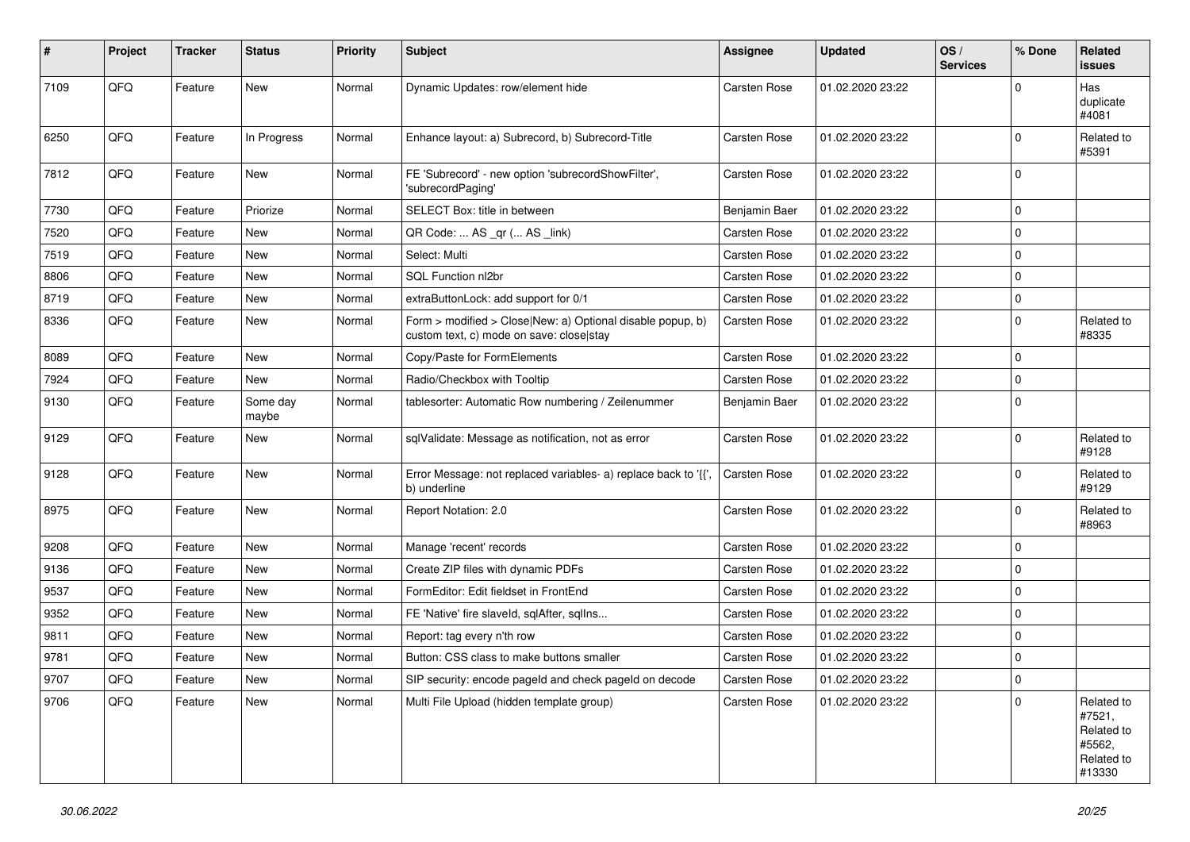| # | Project | Tracker | Status | Priority | Subject | Assignee | Updated | OS / Services | % Done | Related issues |
|---|---|---|---|---|---|---|---|---|---|---|
| 7109 | QFQ | Feature | New | Normal | Dynamic Updates: row/element hide | Carsten Rose | 01.02.2020 23:22 | | 0 | Has duplicate #4081 |
| 6250 | QFQ | Feature | In Progress | Normal | Enhance layout: a) Subrecord, b) Subrecord-Title | Carsten Rose | 01.02.2020 23:22 | | 0 | Related to #5391 |
| 7812 | QFQ | Feature | New | Normal | FE 'Subrecord' - new option 'subrecordShowFilter', 'subrecordPaging' | Carsten Rose | 01.02.2020 23:22 | | 0 | |
| 7730 | QFQ | Feature | Priorize | Normal | SELECT Box: title in between | Benjamin Baer | 01.02.2020 23:22 | | 0 | |
| 7520 | QFQ | Feature | New | Normal | QR Code: ... AS _qr (... AS _link) | Carsten Rose | 01.02.2020 23:22 | | 0 | |
| 7519 | QFQ | Feature | New | Normal | Select: Multi | Carsten Rose | 01.02.2020 23:22 | | 0 | |
| 8806 | QFQ | Feature | New | Normal | SQL Function nl2br | Carsten Rose | 01.02.2020 23:22 | | 0 | |
| 8719 | QFQ | Feature | New | Normal | extraButtonLock: add support for 0/1 | Carsten Rose | 01.02.2020 23:22 | | 0 | |
| 8336 | QFQ | Feature | New | Normal | Form > modified > Close\|New: a) Optional disable popup, b) custom text, c) mode on save: close\|stay | Carsten Rose | 01.02.2020 23:22 | | 0 | Related to #8335 |
| 8089 | QFQ | Feature | New | Normal | Copy/Paste for FormElements | Carsten Rose | 01.02.2020 23:22 | | 0 | |
| 7924 | QFQ | Feature | New | Normal | Radio/Checkbox with Tooltip | Carsten Rose | 01.02.2020 23:22 | | 0 | |
| 9130 | QFQ | Feature | Some day maybe | Normal | tablesorter: Automatic Row numbering / Zeilenummer | Benjamin Baer | 01.02.2020 23:22 | | 0 | |
| 9129 | QFQ | Feature | New | Normal | sqlValidate: Message as notification, not as error | Carsten Rose | 01.02.2020 23:22 | | 0 | Related to #9128 |
| 9128 | QFQ | Feature | New | Normal | Error Message: not replaced variables- a) replace back to '{{', b) underline | Carsten Rose | 01.02.2020 23:22 | | 0 | Related to #9129 |
| 8975 | QFQ | Feature | New | Normal | Report Notation: 2.0 | Carsten Rose | 01.02.2020 23:22 | | 0 | Related to #8963 |
| 9208 | QFQ | Feature | New | Normal | Manage 'recent' records | Carsten Rose | 01.02.2020 23:22 | | 0 | |
| 9136 | QFQ | Feature | New | Normal | Create ZIP files with dynamic PDFs | Carsten Rose | 01.02.2020 23:22 | | 0 | |
| 9537 | QFQ | Feature | New | Normal | FormEditor: Edit fieldset in FrontEnd | Carsten Rose | 01.02.2020 23:22 | | 0 | |
| 9352 | QFQ | Feature | New | Normal | FE 'Native' fire slaveId, sqlAfter, sqlIns... | Carsten Rose | 01.02.2020 23:22 | | 0 | |
| 9811 | QFQ | Feature | New | Normal | Report: tag every n'th row | Carsten Rose | 01.02.2020 23:22 | | 0 | |
| 9781 | QFQ | Feature | New | Normal | Button: CSS class to make buttons smaller | Carsten Rose | 01.02.2020 23:22 | | 0 | |
| 9707 | QFQ | Feature | New | Normal | SIP security: encode pageId and check pageId on decode | Carsten Rose | 01.02.2020 23:22 | | 0 | |
| 9706 | QFQ | Feature | New | Normal | Multi File Upload (hidden template group) | Carsten Rose | 01.02.2020 23:22 | | 0 | Related to #7521, Related to #5562, Related to #13330 |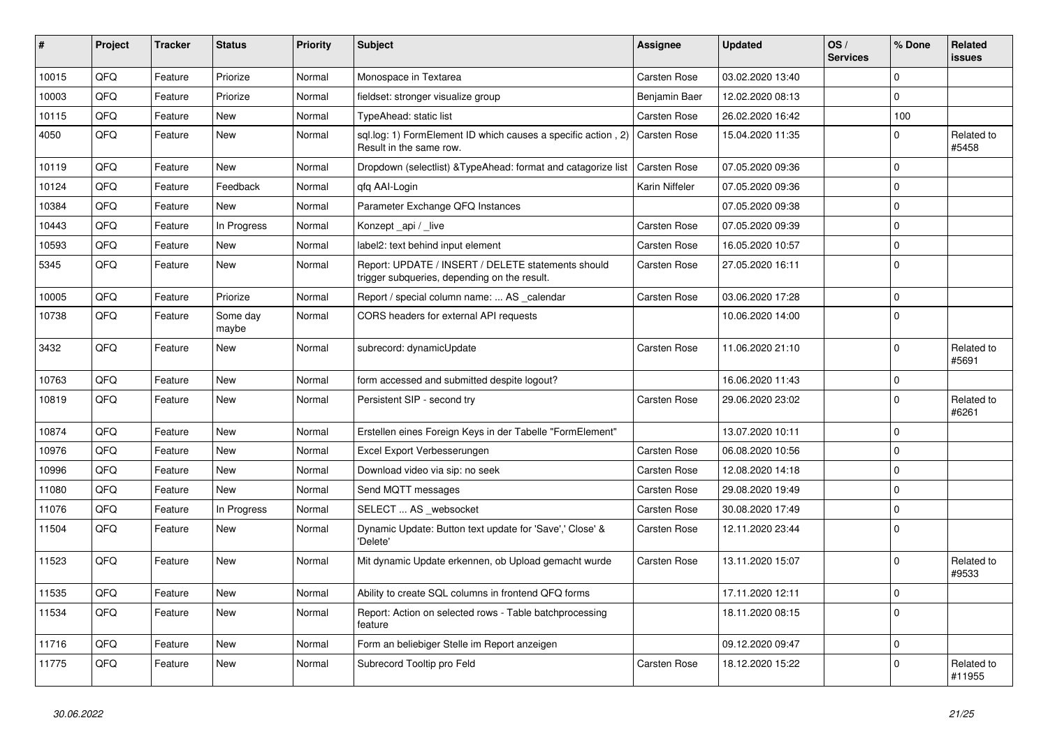| # | Project | Tracker | Status | Priority | Subject | Assignee | Updated | OS / Services | % Done | Related issues |
|---|---|---|---|---|---|---|---|---|---|---|
| 10015 | QFQ | Feature | Priorize | Normal | Monospace in Textarea | Carsten Rose | 03.02.2020 13:40 | | 0 | |
| 10003 | QFQ | Feature | Priorize | Normal | fieldset: stronger visualize group | Benjamin Baer | 12.02.2020 08:13 | | 0 | |
| 10115 | QFQ | Feature | New | Normal | TypeAhead: static list | Carsten Rose | 26.02.2020 16:42 | | 100 | |
| 4050 | QFQ | Feature | New | Normal | sql.log: 1) FormElement ID which causes a specific action , 2) Result in the same row. | Carsten Rose | 15.04.2020 11:35 | | 0 | Related to #5458 |
| 10119 | QFQ | Feature | New | Normal | Dropdown (selectlist) &TypeAhead: format and catagorize list | Carsten Rose | 07.05.2020 09:36 | | 0 | |
| 10124 | QFQ | Feature | Feedback | Normal | qfq AAI-Login | Karin Niffeler | 07.05.2020 09:36 | | 0 | |
| 10384 | QFQ | Feature | New | Normal | Parameter Exchange QFQ Instances | | 07.05.2020 09:38 | | 0 | |
| 10443 | QFQ | Feature | In Progress | Normal | Konzept _api / _live | Carsten Rose | 07.05.2020 09:39 | | 0 | |
| 10593 | QFQ | Feature | New | Normal | label2: text behind input element | Carsten Rose | 16.05.2020 10:57 | | 0 | |
| 5345 | QFQ | Feature | New | Normal | Report: UPDATE / INSERT / DELETE statements should trigger subqueries, depending on the result. | Carsten Rose | 27.05.2020 16:11 | | 0 | |
| 10005 | QFQ | Feature | Priorize | Normal | Report / special column name: ... AS _calendar | Carsten Rose | 03.06.2020 17:28 | | 0 | |
| 10738 | QFQ | Feature | Some day maybe | Normal | CORS headers for external API requests | | 10.06.2020 14:00 | | 0 | |
| 3432 | QFQ | Feature | New | Normal | subrecord: dynamicUpdate | Carsten Rose | 11.06.2020 21:10 | | 0 | Related to #5691 |
| 10763 | QFQ | Feature | New | Normal | form accessed and submitted despite logout? | | 16.06.2020 11:43 | | 0 | |
| 10819 | QFQ | Feature | New | Normal | Persistent SIP - second try | Carsten Rose | 29.06.2020 23:02 | | 0 | Related to #6261 |
| 10874 | QFQ | Feature | New | Normal | Erstellen eines Foreign Keys in der Tabelle "FormElement" | | 13.07.2020 10:11 | | 0 | |
| 10976 | QFQ | Feature | New | Normal | Excel Export Verbesserungen | Carsten Rose | 06.08.2020 10:56 | | 0 | |
| 10996 | QFQ | Feature | New | Normal | Download video via sip: no seek | Carsten Rose | 12.08.2020 14:18 | | 0 | |
| 11080 | QFQ | Feature | New | Normal | Send MQTT messages | Carsten Rose | 29.08.2020 19:49 | | 0 | |
| 11076 | QFQ | Feature | In Progress | Normal | SELECT ... AS _websocket | Carsten Rose | 30.08.2020 17:49 | | 0 | |
| 11504 | QFQ | Feature | New | Normal | Dynamic Update: Button text update for 'Save',' Close' & 'Delete' | Carsten Rose | 12.11.2020 23:44 | | 0 | |
| 11523 | QFQ | Feature | New | Normal | Mit dynamic Update erkennen, ob Upload gemacht wurde | Carsten Rose | 13.11.2020 15:07 | | 0 | Related to #9533 |
| 11535 | QFQ | Feature | New | Normal | Ability to create SQL columns in frontend QFQ forms | | 17.11.2020 12:11 | | 0 | |
| 11534 | QFQ | Feature | New | Normal | Report: Action on selected rows - Table batchprocessing feature | | 18.11.2020 08:15 | | 0 | |
| 11716 | QFQ | Feature | New | Normal | Form an beliebiger Stelle im Report anzeigen | | 09.12.2020 09:47 | | 0 | |
| 11775 | QFQ | Feature | New | Normal | Subrecord Tooltip pro Feld | Carsten Rose | 18.12.2020 15:22 | | 0 | Related to #11955 |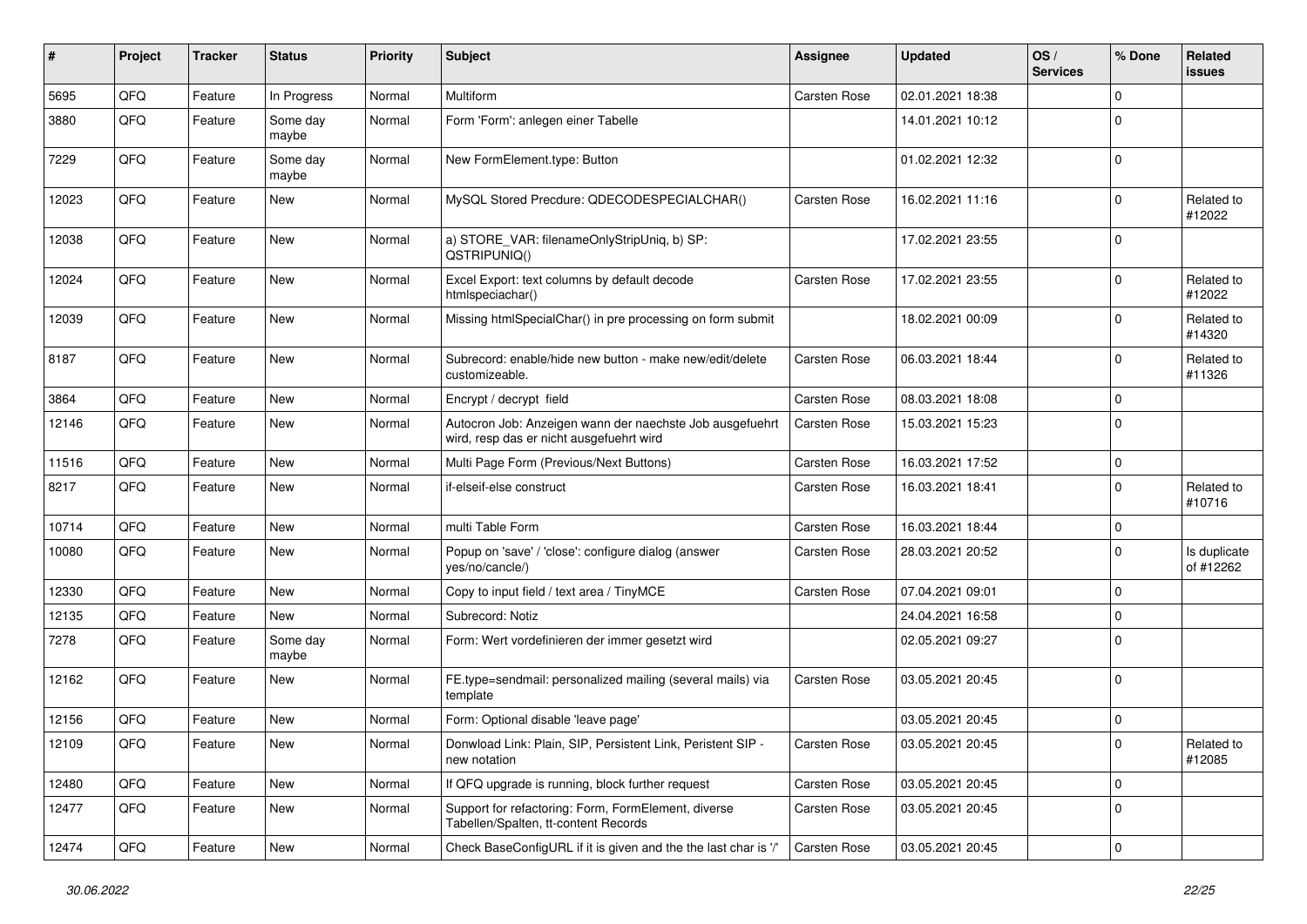| # | Project | Tracker | Status | Priority | Subject | Assignee | Updated | OS / Services | % Done | Related issues |
|---|---|---|---|---|---|---|---|---|---|---|
| 5695 | QFQ | Feature | In Progress | Normal | Multiform | Carsten Rose | 02.01.2021 18:38 | | 0 | |
| 3880 | QFQ | Feature | Some day maybe | Normal | Form 'Form': anlegen einer Tabelle | | 14.01.2021 10:12 | | 0 | |
| 7229 | QFQ | Feature | Some day maybe | Normal | New FormElement.type: Button | | 01.02.2021 12:32 | | 0 | |
| 12023 | QFQ | Feature | New | Normal | MySQL Stored Precdure: QDECODESPECIALCHAR() | Carsten Rose | 16.02.2021 11:16 | | 0 | Related to #12022 |
| 12038 | QFQ | Feature | New | Normal | a) STORE_VAR: filenameOnlyStripUniq, b) SP: QSTRIPUNIQ() | | 17.02.2021 23:55 | | 0 | |
| 12024 | QFQ | Feature | New | Normal | Excel Export: text columns by default decode htmlspeciachar() | Carsten Rose | 17.02.2021 23:55 | | 0 | Related to #12022 |
| 12039 | QFQ | Feature | New | Normal | Missing htmlSpecialChar() in pre processing on form submit | | 18.02.2021 00:09 | | 0 | Related to #14320 |
| 8187 | QFQ | Feature | New | Normal | Subrecord: enable/hide new button - make new/edit/delete customizeable. | Carsten Rose | 06.03.2021 18:44 | | 0 | Related to #11326 |
| 3864 | QFQ | Feature | New | Normal | Encrypt / decrypt field | Carsten Rose | 08.03.2021 18:08 | | 0 | |
| 12146 | QFQ | Feature | New | Normal | Autocron Job: Anzeigen wann der naechste Job ausgefuehrt wird, resp das er nicht ausgefuehrt wird | Carsten Rose | 15.03.2021 15:23 | | 0 | |
| 11516 | QFQ | Feature | New | Normal | Multi Page Form (Previous/Next Buttons) | Carsten Rose | 16.03.2021 17:52 | | 0 | |
| 8217 | QFQ | Feature | New | Normal | if-elseif-else construct | Carsten Rose | 16.03.2021 18:41 | | 0 | Related to #10716 |
| 10714 | QFQ | Feature | New | Normal | multi Table Form | Carsten Rose | 16.03.2021 18:44 | | 0 | |
| 10080 | QFQ | Feature | New | Normal | Popup on 'save' / 'close': configure dialog (answer yes/no/cancle/) | Carsten Rose | 28.03.2021 20:52 | | 0 | Is duplicate of #12262 |
| 12330 | QFQ | Feature | New | Normal | Copy to input field / text area / TinyMCE | Carsten Rose | 07.04.2021 09:01 | | 0 | |
| 12135 | QFQ | Feature | New | Normal | Subrecord: Notiz | | 24.04.2021 16:58 | | 0 | |
| 7278 | QFQ | Feature | Some day maybe | Normal | Form: Wert vordefinieren der immer gesetzt wird | | 02.05.2021 09:27 | | 0 | |
| 12162 | QFQ | Feature | New | Normal | FE.type=sendmail: personalized mailing (several mails) via template | Carsten Rose | 03.05.2021 20:45 | | 0 | |
| 12156 | QFQ | Feature | New | Normal | Form: Optional disable 'leave page' | | 03.05.2021 20:45 | | 0 | |
| 12109 | QFQ | Feature | New | Normal | Donwload Link: Plain, SIP, Persistent Link, Peristent SIP - new notation | Carsten Rose | 03.05.2021 20:45 | | 0 | Related to #12085 |
| 12480 | QFQ | Feature | New | Normal | If QFQ upgrade is running, block further request | Carsten Rose | 03.05.2021 20:45 | | 0 | |
| 12477 | QFQ | Feature | New | Normal | Support for refactoring: Form, FormElement, diverse Tabellen/Spalten, tt-content Records | Carsten Rose | 03.05.2021 20:45 | | 0 | |
| 12474 | QFQ | Feature | New | Normal | Check BaseConfigURL if it is given and the the last char is '/' | Carsten Rose | 03.05.2021 20:45 | | 0 | |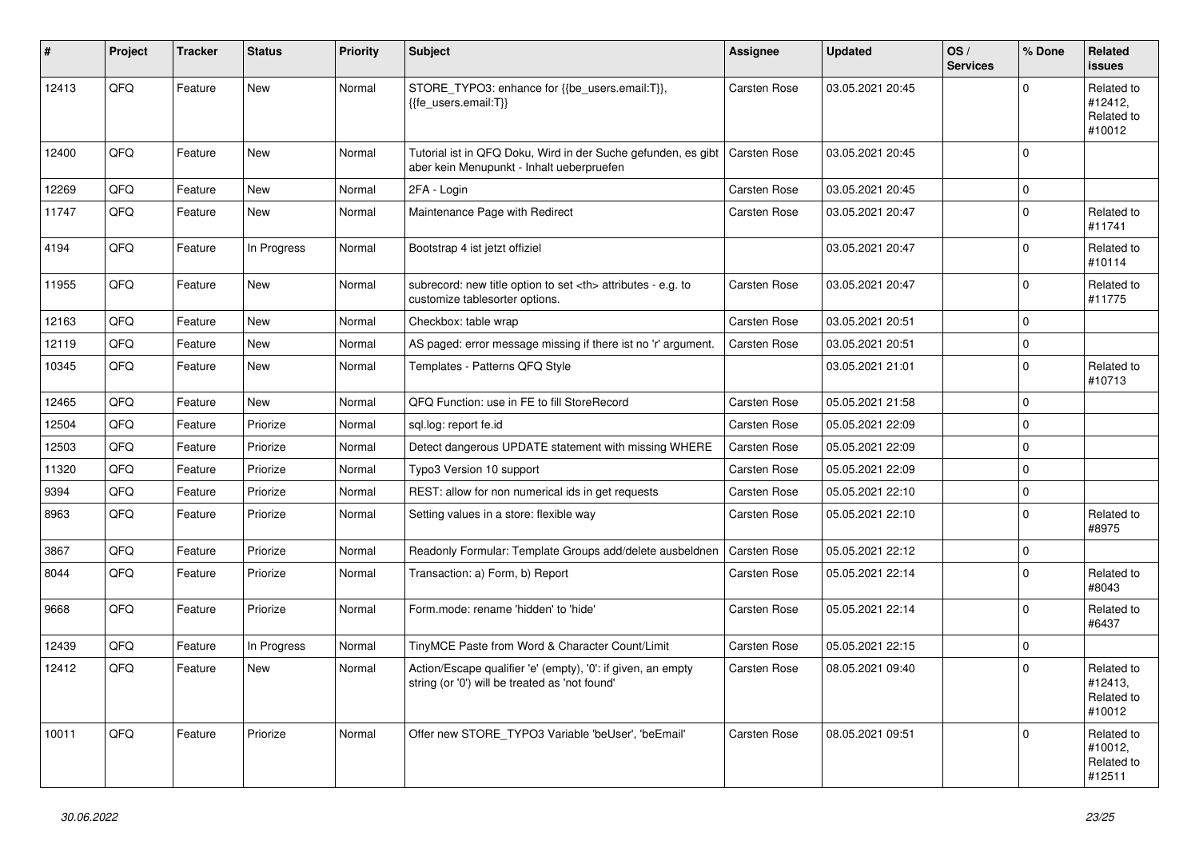| # | Project | Tracker | Status | Priority | Subject | Assignee | Updated | OS / Services | % Done | Related issues |
|---|---|---|---|---|---|---|---|---|---|---|
| 12413 | QFQ | Feature | New | Normal | STORE_TYPO3: enhance for {{be_users.email:T}}, {{fe_users.email:T}} | Carsten Rose | 03.05.2021 20:45 | | 0 | Related to #12412, Related to #10012 |
| 12400 | QFQ | Feature | New | Normal | Tutorial ist in QFQ Doku, Wird in der Suche gefunden, es gibt aber kein Menupunkt - Inhalt ueberpruefen | Carsten Rose | 03.05.2021 20:45 | | 0 | |
| 12269 | QFQ | Feature | New | Normal | 2FA - Login | Carsten Rose | 03.05.2021 20:45 | | 0 | |
| 11747 | QFQ | Feature | New | Normal | Maintenance Page with Redirect | Carsten Rose | 03.05.2021 20:47 | | 0 | Related to #11741 |
| 4194 | QFQ | Feature | In Progress | Normal | Bootstrap 4 ist jetzt offiziel | | 03.05.2021 20:47 | | 0 | Related to #10114 |
| 11955 | QFQ | Feature | New | Normal | subrecord: new title option to set <th> attributes - e.g. to customize tablesorter options. | Carsten Rose | 03.05.2021 20:47 | | 0 | Related to #11775 |
| 12163 | QFQ | Feature | New | Normal | Checkbox: table wrap | Carsten Rose | 03.05.2021 20:51 | | 0 | |
| 12119 | QFQ | Feature | New | Normal | AS paged: error message missing if there ist no 'r' argument. | Carsten Rose | 03.05.2021 20:51 | | 0 | |
| 10345 | QFQ | Feature | New | Normal | Templates - Patterns QFQ Style | | 03.05.2021 21:01 | | 0 | Related to #10713 |
| 12465 | QFQ | Feature | New | Normal | QFQ Function: use in FE to fill StoreRecord | Carsten Rose | 05.05.2021 21:58 | | 0 | |
| 12504 | QFQ | Feature | Priorize | Normal | sql.log: report fe.id | Carsten Rose | 05.05.2021 22:09 | | 0 | |
| 12503 | QFQ | Feature | Priorize | Normal | Detect dangerous UPDATE statement with missing WHERE | Carsten Rose | 05.05.2021 22:09 | | 0 | |
| 11320 | QFQ | Feature | Priorize | Normal | Typo3 Version 10 support | Carsten Rose | 05.05.2021 22:09 | | 0 | |
| 9394 | QFQ | Feature | Priorize | Normal | REST: allow for non numerical ids in get requests | Carsten Rose | 05.05.2021 22:10 | | 0 | |
| 8963 | QFQ | Feature | Priorize | Normal | Setting values in a store: flexible way | Carsten Rose | 05.05.2021 22:10 | | 0 | Related to #8975 |
| 3867 | QFQ | Feature | Priorize | Normal | Readonly Formular: Template Groups add/delete ausbeldnen | Carsten Rose | 05.05.2021 22:12 | | 0 | |
| 8044 | QFQ | Feature | Priorize | Normal | Transaction: a) Form, b) Report | Carsten Rose | 05.05.2021 22:14 | | 0 | Related to #8043 |
| 9668 | QFQ | Feature | Priorize | Normal | Form.mode: rename 'hidden' to 'hide' | Carsten Rose | 05.05.2021 22:14 | | 0 | Related to #6437 |
| 12439 | QFQ | Feature | In Progress | Normal | TinyMCE Paste from Word & Character Count/Limit | Carsten Rose | 05.05.2021 22:15 | | 0 | |
| 12412 | QFQ | Feature | New | Normal | Action/Escape qualifier 'e' (empty), '0': if given, an empty string (or '0') will be treated as 'not found' | Carsten Rose | 08.05.2021 09:40 | | 0 | Related to #12413, Related to #10012 |
| 10011 | QFQ | Feature | Priorize | Normal | Offer new STORE_TYPO3 Variable 'beUser', 'beEmail' | Carsten Rose | 08.05.2021 09:51 | | 0 | Related to #10012, Related to #12511 |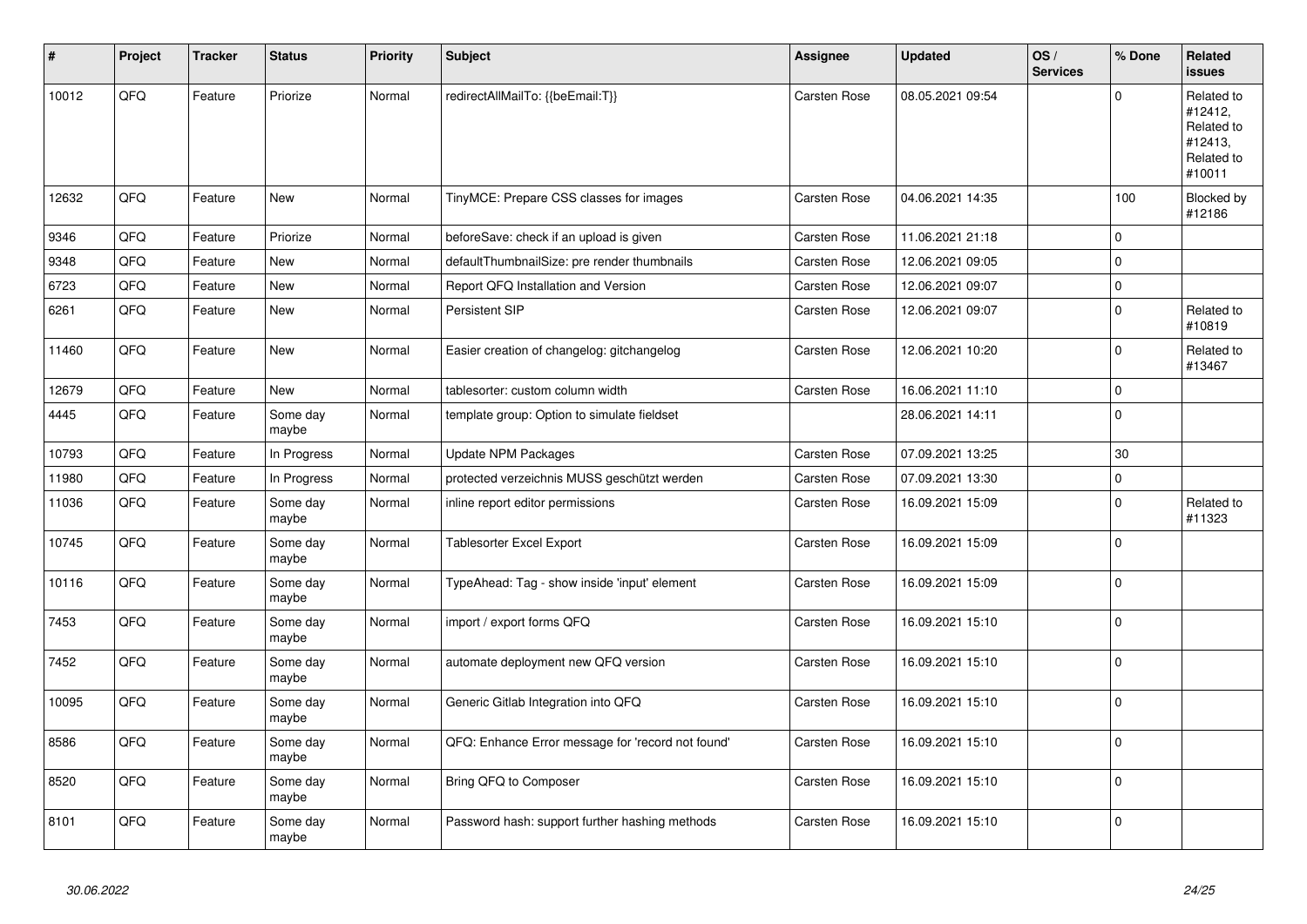| # | Project | Tracker | Status | Priority | Subject | Assignee | Updated | OS / Services | % Done | Related issues |
|---|---|---|---|---|---|---|---|---|---|---|
| 10012 | QFQ | Feature | Priorize | Normal | redirectAllMailTo: {{beEmail:T}} | Carsten Rose | 08.05.2021 09:54 | | 0 | Related to #12412, Related to #12413, Related to #10011 |
| 12632 | QFQ | Feature | New | Normal | TinyMCE: Prepare CSS classes for images | Carsten Rose | 04.06.2021 14:35 | | 100 | Blocked by #12186 |
| 9346 | QFQ | Feature | Priorize | Normal | beforeSave: check if an upload is given | Carsten Rose | 11.06.2021 21:18 | | 0 | |
| 9348 | QFQ | Feature | New | Normal | defaultThumbnailSize: pre render thumbnails | Carsten Rose | 12.06.2021 09:05 | | 0 | |
| 6723 | QFQ | Feature | New | Normal | Report QFQ Installation and Version | Carsten Rose | 12.06.2021 09:07 | | 0 | |
| 6261 | QFQ | Feature | New | Normal | Persistent SIP | Carsten Rose | 12.06.2021 09:07 | | 0 | Related to #10819 |
| 11460 | QFQ | Feature | New | Normal | Easier creation of changelog: gitchangelog | Carsten Rose | 12.06.2021 10:20 | | 0 | Related to #13467 |
| 12679 | QFQ | Feature | New | Normal | tablesorter: custom column width | Carsten Rose | 16.06.2021 11:10 | | 0 | |
| 4445 | QFQ | Feature | Some day maybe | Normal | template group: Option to simulate fieldset | | 28.06.2021 14:11 | | 0 | |
| 10793 | QFQ | Feature | In Progress | Normal | Update NPM Packages | Carsten Rose | 07.09.2021 13:25 | | 30 | |
| 11980 | QFQ | Feature | In Progress | Normal | protected verzeichnis MUSS geschützt werden | Carsten Rose | 07.09.2021 13:30 | | 0 | |
| 11036 | QFQ | Feature | Some day maybe | Normal | inline report editor permissions | Carsten Rose | 16.09.2021 15:09 | | 0 | Related to #11323 |
| 10745 | QFQ | Feature | Some day maybe | Normal | Tablesorter Excel Export | Carsten Rose | 16.09.2021 15:09 | | 0 | |
| 10116 | QFQ | Feature | Some day maybe | Normal | TypeAhead: Tag - show inside 'input' element | Carsten Rose | 16.09.2021 15:09 | | 0 | |
| 7453 | QFQ | Feature | Some day maybe | Normal | import / export forms QFQ | Carsten Rose | 16.09.2021 15:10 | | 0 | |
| 7452 | QFQ | Feature | Some day maybe | Normal | automate deployment new QFQ version | Carsten Rose | 16.09.2021 15:10 | | 0 | |
| 10095 | QFQ | Feature | Some day maybe | Normal | Generic Gitlab Integration into QFQ | Carsten Rose | 16.09.2021 15:10 | | 0 | |
| 8586 | QFQ | Feature | Some day maybe | Normal | QFQ: Enhance Error message for 'record not found' | Carsten Rose | 16.09.2021 15:10 | | 0 | |
| 8520 | QFQ | Feature | Some day maybe | Normal | Bring QFQ to Composer | Carsten Rose | 16.09.2021 15:10 | | 0 | |
| 8101 | QFQ | Feature | Some day maybe | Normal | Password hash: support further hashing methods | Carsten Rose | 16.09.2021 15:10 | | 0 | |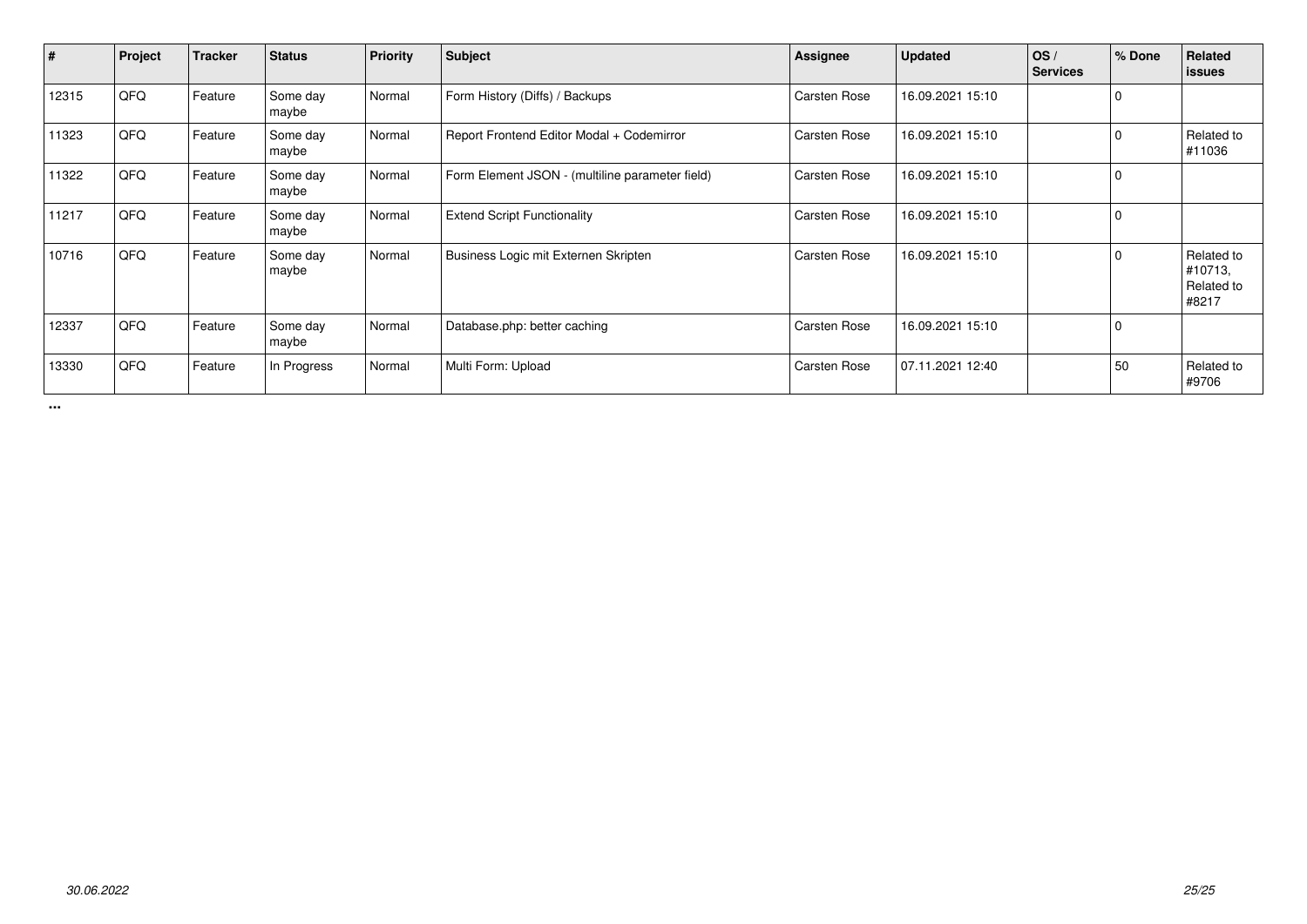| # | Project | Tracker | Status | Priority | Subject | Assignee | Updated | OS / Services | % Done | Related issues |
|---|---|---|---|---|---|---|---|---|---|---|
| 12315 | QFQ | Feature | Some day maybe | Normal | Form History (Diffs) / Backups | Carsten Rose | 16.09.2021 15:10 | | 0 | |
| 11323 | QFQ | Feature | Some day maybe | Normal | Report Frontend Editor Modal + Codemirror | Carsten Rose | 16.09.2021 15:10 | | 0 | Related to #11036 |
| 11322 | QFQ | Feature | Some day maybe | Normal | Form Element JSON - (multiline parameter field) | Carsten Rose | 16.09.2021 15:10 | | 0 | |
| 11217 | QFQ | Feature | Some day maybe | Normal | Extend Script Functionality | Carsten Rose | 16.09.2021 15:10 | | 0 | |
| 10716 | QFQ | Feature | Some day maybe | Normal | Business Logic mit Externen Skripten | Carsten Rose | 16.09.2021 15:10 | | 0 | Related to #10713, Related to #8217 |
| 12337 | QFQ | Feature | Some day maybe | Normal | Database.php: better caching | Carsten Rose | 16.09.2021 15:10 | | 0 | |
| 13330 | QFQ | Feature | In Progress | Normal | Multi Form: Upload | Carsten Rose | 07.11.2021 12:40 | | 50 | Related to #9706 |

**...**

*30.06.2022*